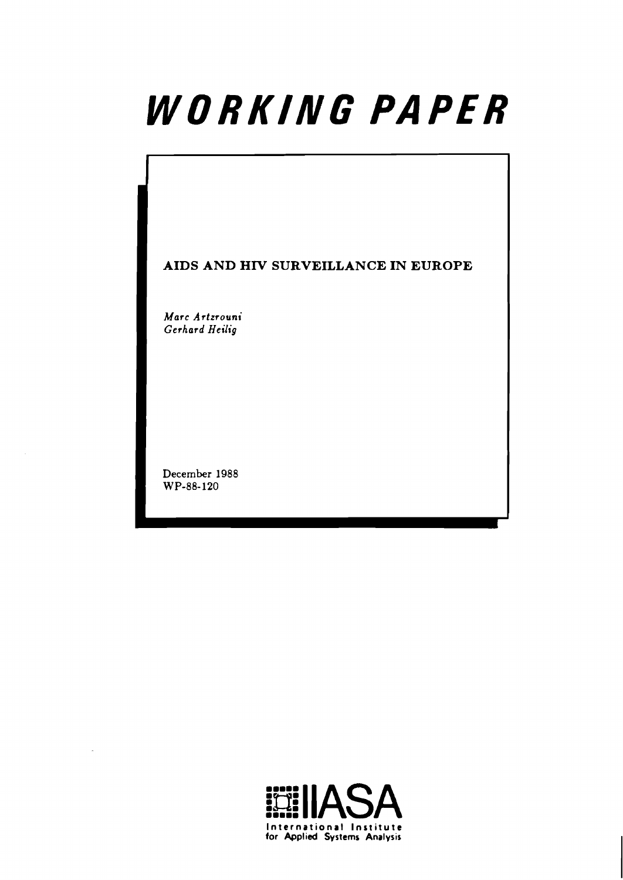# WORKING PAPER

## AIDS AND HIV SURVEILLANCE IN EUROPE

*Marc Artzrouni*
*Gerhard Heilig*

December 1988
WP-88-120

IIASA
International Institute for Applied Systems Analysis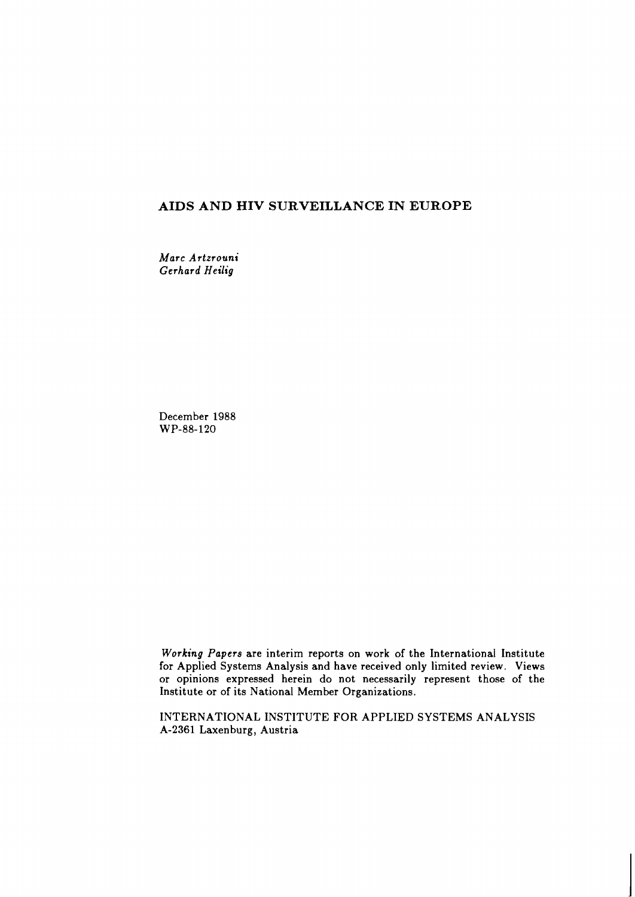# AIDS AND HIV SURVEILLANCE IN EUROPE

*Marc Artzrouni*
*Gerhard Heilig*

December 1988
WP-88-120

*Working Papers* are interim reports on work of the International Institute for Applied Systems Analysis and have received only limited review. Views or opinions expressed herein do not necessarily represent those of the Institute or of its National Member Organizations.

INTERNATIONAL INSTITUTE FOR APPLIED SYSTEMS ANALYSIS
A-2361 Laxenburg, Austria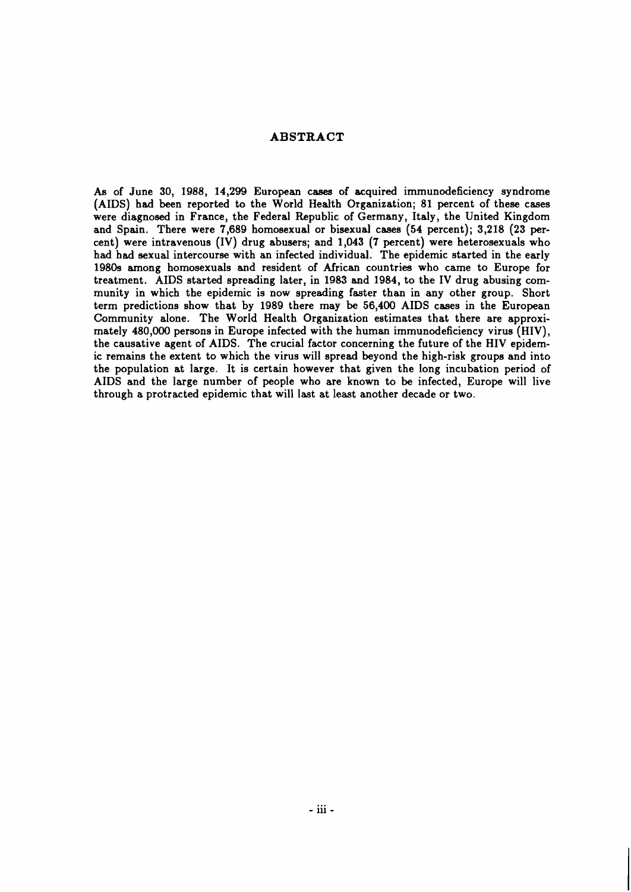## ABSTRACT

As of June 30, 1988, 14,299 European cases of acquired immunodeficiency syndrome (AIDS) had been reported to the World Health Organization; 81 percent of these cases were diagnosed in France, the Federal Republic of Germany, Italy, the United Kingdom and Spain. There were 7,689 homosexual or bisexual cases (54 percent); 3,218 (23 percent) were intravenous (IV) drug abusers; and 1,043 (7 percent) were heterosexuals who had had sexual intercourse with an infected individual. The epidemic started in the early 1980s among homosexuals and resident of African countries who came to Europe for treatment. AIDS started spreading later, in 1983 and 1984, to the IV drug abusing community in which the epidemic is now spreading faster than in any other group. Short term predictions show that by 1989 there may be 56,400 AIDS cases in the European Community alone. The World Health Organization estimates that there are approximately 480,000 persons in Europe infected with the human immunodeficiency virus (HIV), the causative agent of AIDS. The crucial factor concerning the future of the HIV epidemic remains the extent to which the virus will spread beyond the high-risk groups and into the population at large. It is certain however that given the long incubation period of AIDS and the large number of people who are known to be infected, Europe will live through a protracted epidemic that will last at least another decade or two.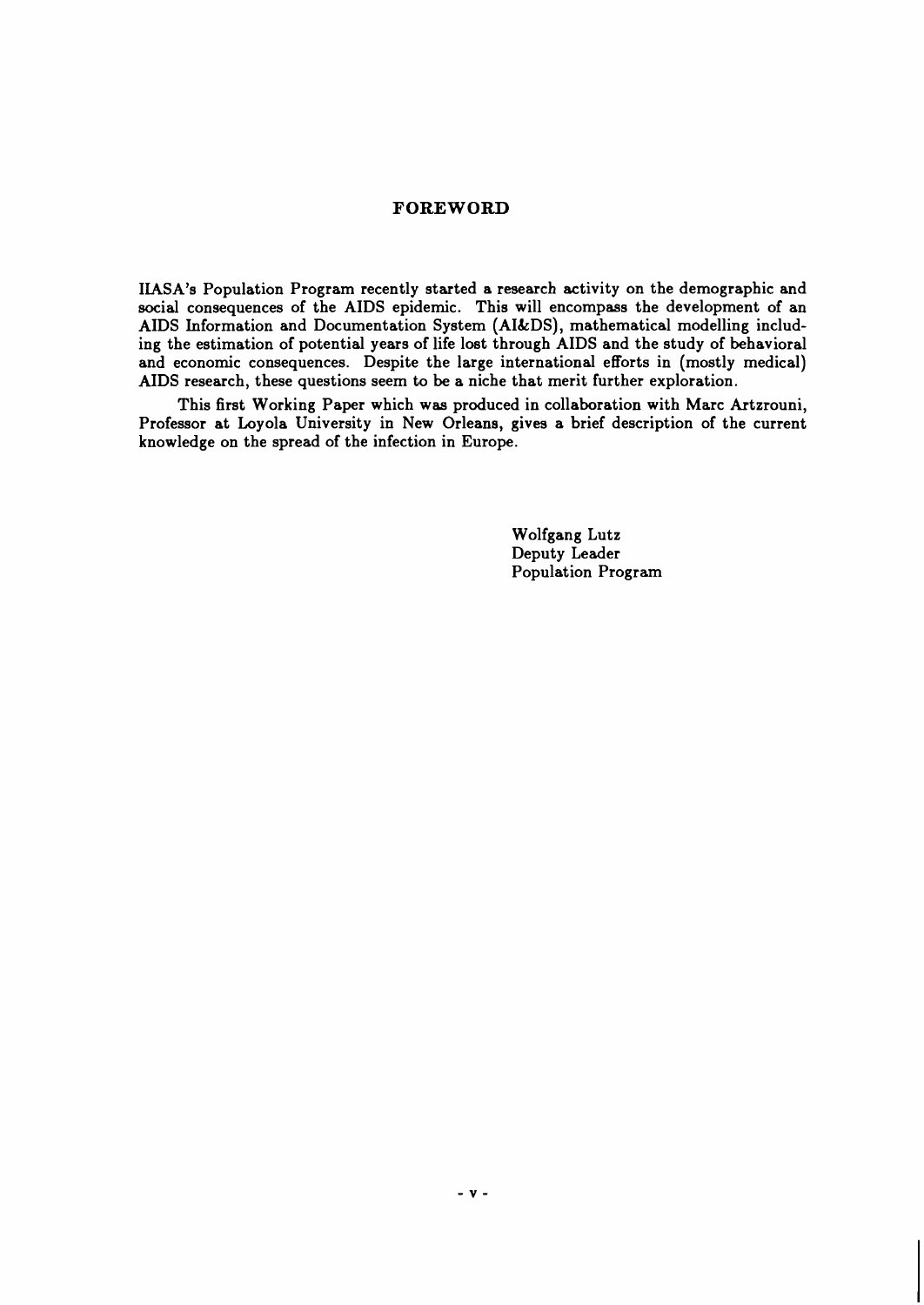## FOREWORD

IIASA's Population Program recently started a research activity on the demographic and social consequences of the AIDS epidemic. This will encompass the development of an AIDS Information and Documentation System (AI&DS), mathematical modelling including the estimation of potential years of life lost through AIDS and the study of behavioral and economic consequences. Despite the large international efforts in (mostly medical) AIDS research, these questions seem to be a niche that merit further exploration.

This first Working Paper which was produced in collaboration with Marc Artzrouni, Professor at Loyola University in New Orleans, gives a brief description of the current knowledge on the spread of the infection in Europe.

Wolfgang Lutz
Deputy Leader
Population Program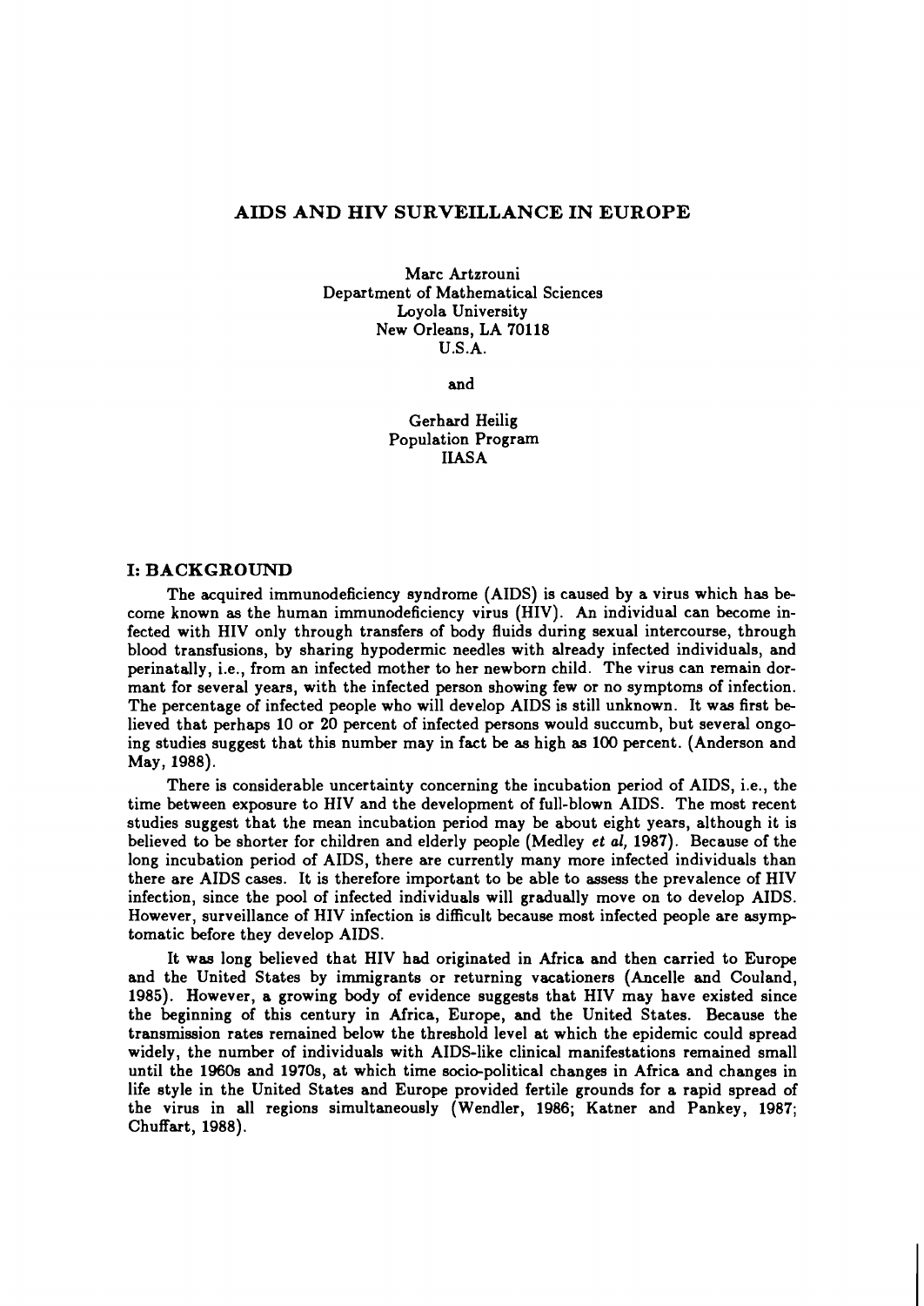# AIDS AND HIV SURVEILLANCE IN EUROPE

Marc Artzrouni
Department of Mathematical Sciences
Loyola University
New Orleans, LA 70118
U.S.A.

and

Gerhard Heilig
Population Program
IIASA

## I: BACKGROUND

The acquired immunodeficiency syndrome (AIDS) is caused by a virus which has become known as the human immunodeficiency virus (HIV). An individual can become infected with HIV only through transfers of body fluids during sexual intercourse, through blood transfusions, by sharing hypodermic needles with already infected individuals, and perinatally, i.e., from an infected mother to her newborn child. The virus can remain dormant for several years, with the infected person showing few or no symptoms of infection. The percentage of infected people who will develop AIDS is still unknown. It was first believed that perhaps 10 or 20 percent of infected persons would succumb, but several ongoing studies suggest that this number may in fact be as high as 100 percent. (Anderson and May, 1988).

There is considerable uncertainty concerning the incubation period of AIDS, i.e., the time between exposure to HIV and the development of full-blown AIDS. The most recent studies suggest that the mean incubation period may be about eight years, although it is believed to be shorter for children and elderly people (Medley *et al*, 1987). Because of the long incubation period of AIDS, there are currently many more infected individuals than there are AIDS cases. It is therefore important to be able to assess the prevalence of HIV infection, since the pool of infected individuals will gradually move on to develop AIDS. However, surveillance of HIV infection is difficult because most infected people are asymptomatic before they develop AIDS.

It was long believed that HIV had originated in Africa and then carried to Europe and the United States by immigrants or returning vacationers (Ancelle and Couland, 1985). However, a growing body of evidence suggests that HIV may have existed since the beginning of this century in Africa, Europe, and the United States. Because the transmission rates remained below the threshold level at which the epidemic could spread widely, the number of individuals with AIDS-like clinical manifestations remained small until the 1960s and 1970s, at which time socio-political changes in Africa and changes in life style in the United States and Europe provided fertile grounds for a rapid spread of the virus in all regions simultaneously (Wendler, 1986; Katner and Pankey, 1987; Chuffart, 1988).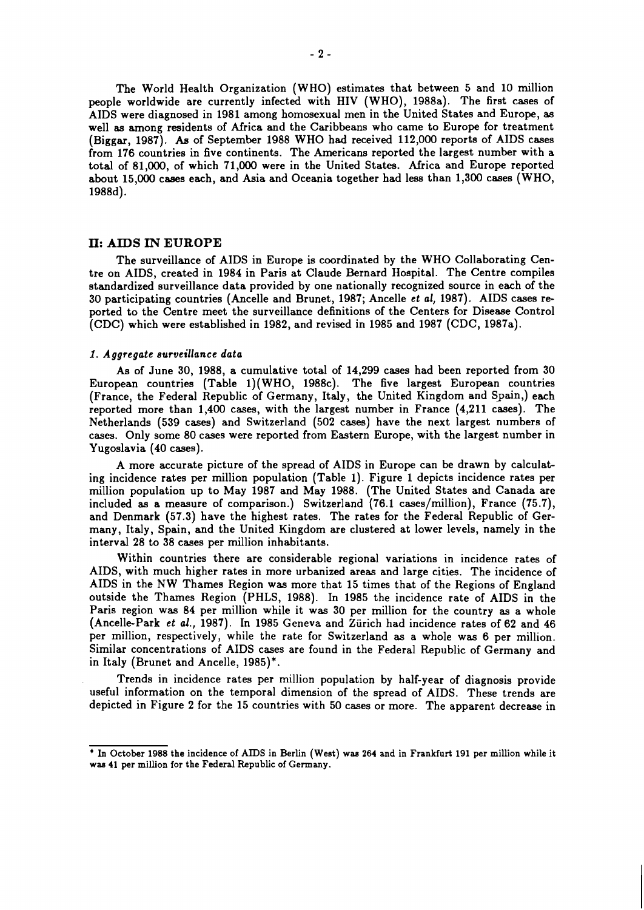The World Health Organization (WHO) estimates that between 5 and 10 million people worldwide are currently infected with HIV (WHO), 1988a). The first cases of AIDS were diagnosed in 1981 among homosexual men in the United States and Europe, as well as among residents of Africa and the Caribbeans who came to Europe for treatment (Biggar, 1987). As of September 1988 WHO had received 112,000 reports of AIDS cases from 176 countries in five continents. The Americans reported the largest number with a total of 81,000, of which 71,000 were in the United States. Africa and Europe reported about 15,000 cases each, and Asia and Oceania together had less than 1,300 cases (WHO, 1988d).

## II: AIDS IN EUROPE

The surveillance of AIDS in Europe is coordinated by the WHO Collaborating Centre on AIDS, created in 1984 in Paris at Claude Bernard Hospital. The Centre compiles standardized surveillance data provided by one nationally recognized source in each of the 30 participating countries (Ancelle and Brunet, 1987; Ancelle *et al*, 1987). AIDS cases reported to the Centre meet the surveillance definitions of the Centers for Disease Control (CDC) which were established in 1982, and revised in 1985 and 1987 (CDC, 1987a).

### *1. Aggregate surveillance data*

As of June 30, 1988, a cumulative total of 14,299 cases had been reported from 30 European countries (Table 1)(WHO, 1988c). The five largest European countries (France, the Federal Republic of Germany, Italy, the United Kingdom and Spain,) each reported more than 1,400 cases, with the largest number in France (4,211 cases). The Netherlands (539 cases) and Switzerland (502 cases) have the next largest numbers of cases. Only some 80 cases were reported from Eastern Europe, with the largest number in Yugoslavia (40 cases).

A more accurate picture of the spread of AIDS in Europe can be drawn by calculating incidence rates per million population (Table 1). Figure 1 depicts incidence rates per million population up to May 1987 and May 1988. (The United States and Canada are included as a measure of comparison.) Switzerland (76.1 cases/million), France (75.7), and Denmark (57.3) have the highest rates. The rates for the Federal Republic of Germany, Italy, Spain, and the United Kingdom are clustered at lower levels, namely in the interval 28 to 38 cases per million inhabitants.

Within countries there are considerable regional variations in incidence rates of AIDS, with much higher rates in more urbanized areas and large cities. The incidence of AIDS in the NW Thames Region was more that 15 times that of the Regions of England outside the Thames Region (PHLS, 1988). In 1985 the incidence rate of AIDS in the Paris region was 84 per million while it was 30 per million for the country as a whole (Ancelle-Park *et al.*, 1987). In 1985 Geneva and Zürich had incidence rates of 62 and 46 per million, respectively, while the rate for Switzerland as a whole was 6 per million. Similar concentrations of AIDS cases are found in the Federal Republic of Germany and in Italy (Brunet and Ancelle, 1985)*.

Trends in incidence rates per million population by half-year of diagnosis provide useful information on the temporal dimension of the spread of AIDS. These trends are depicted in Figure 2 for the 15 countries with 50 cases or more. The apparent decrease in

---

\* In October 1988 the incidence of AIDS in Berlin (West) was 264 and in Frankfurt 191 per million while it was 41 per million for the Federal Republic of Germany.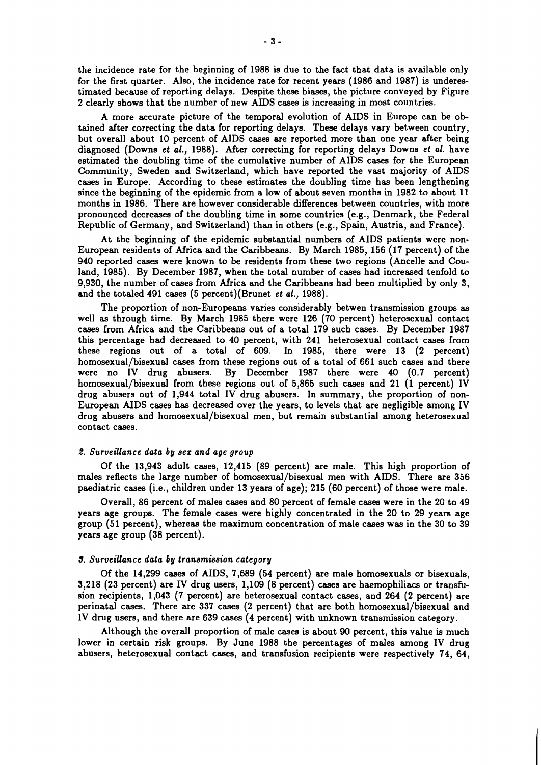the incidence rate for the beginning of 1988 is due to the fact that data is available only for the first quarter. Also, the incidence rate for recent years (1986 and 1987) is underestimated because of reporting delays. Despite these biases, the picture conveyed by Figure 2 clearly shows that the number of new AIDS cases is increasing in most countries.

A more accurate picture of the temporal evolution of AIDS in Europe can be obtained after correcting the data for reporting delays. These delays vary between country, but overall about 10 percent of AIDS cases are reported more than one year after being diagnosed (Downs *et al.,* 1988). After correcting for reporting delays Downs *et al.* have estimated the doubling time of the cumulative number of AIDS cases for the European Community, Sweden and Switzerland, which have reported the vast majority of AIDS cases in Europe. According to these estimates the doubling time has been lengthening since the beginning of the epidemic from a low of about seven months in 1982 to about 11 months in 1986. There are however considerable differences between countries, with more pronounced decreases of the doubling time in some countries (e.g., Denmark, the Federal Republic of Germany, and Switzerland) than in others (e.g., Spain, Austria, and France).

At the beginning of the epidemic substantial numbers of AIDS patients were non-European residents of Africa and the Caribbeans. By March 1985, 156 (17 percent) of the 940 reported cases were known to be residents from these two regions (Ancelle and Couland, 1985). By December 1987, when the total number of cases had increased tenfold to 9,930, the number of cases from Africa and the Caribbeans had been multiplied by only 3, and the totaled 491 cases (5 percent)(Brunet *et al.,* 1988).

The proportion of non-Europeans varies considerably betwen transmission groups as well as through time. By March 1985 there were 126 (70 percent) heterosexual contact cases from Africa and the Caribbeans out of a total 179 such cases. By December 1987 this percentage had decreased to 40 percent, with 241 heterosexual contact cases from these regions out of a total of 609. In 1985, there were 13 (2 percent) homosexual/bisexual cases from these regions out of a total of 661 such cases and there were no IV drug abusers. By December 1987 there were 40 (0.7 percent) homosexual/bisexual from these regions out of 5,865 such cases and 21 (1 percent) IV drug abusers out of 1,944 total IV drug abusers. In summary, the proportion of non-European AIDS cases has decreased over the years, to levels that are negligible among IV drug abusers and homosexual/bisexual men, but remain substantial among heterosexual contact cases.

### *2. Surveillance data by sex and age group*

Of the 13,943 adult cases, 12,415 (89 percent) are male. This high proportion of males reflects the large number of homosexual/bisexual men with AIDS. There are 356 paediatric cases (i.e., children under 13 years of age); 215 (60 percent) of those were male.

Overall, 86 percent of males cases and 80 percent of female cases were in the 20 to 49 years age groups. The female cases were highly concentrated in the 20 to 29 years age group (51 percent), whereas the maximum concentration of male cases was in the 30 to 39 years age group (38 percent).

### *3. Surveillance data by transmission category*

Of the 14,299 cases of AIDS, 7,689 (54 percent) are male homosexuals or bisexuals, 3,218 (23 percent) are IV drug users, 1,109 (8 percent) cases are haemophiliacs or transfusion recipients, 1,043 (7 percent) are heterosexual contact cases, and 264 (2 percent) are perinatal cases. There are 337 cases (2 percent) that are both homosexual/bisexual and IV drug users, and there are 639 cases (4 percent) with unknown transmission category.

Although the overall proportion of male cases is about 90 percent, this value is much lower in certain risk groups. By June 1988 the percentages of males among IV drug abusers, heterosexual contact cases, and transfusion recipients were respectively 74, 64,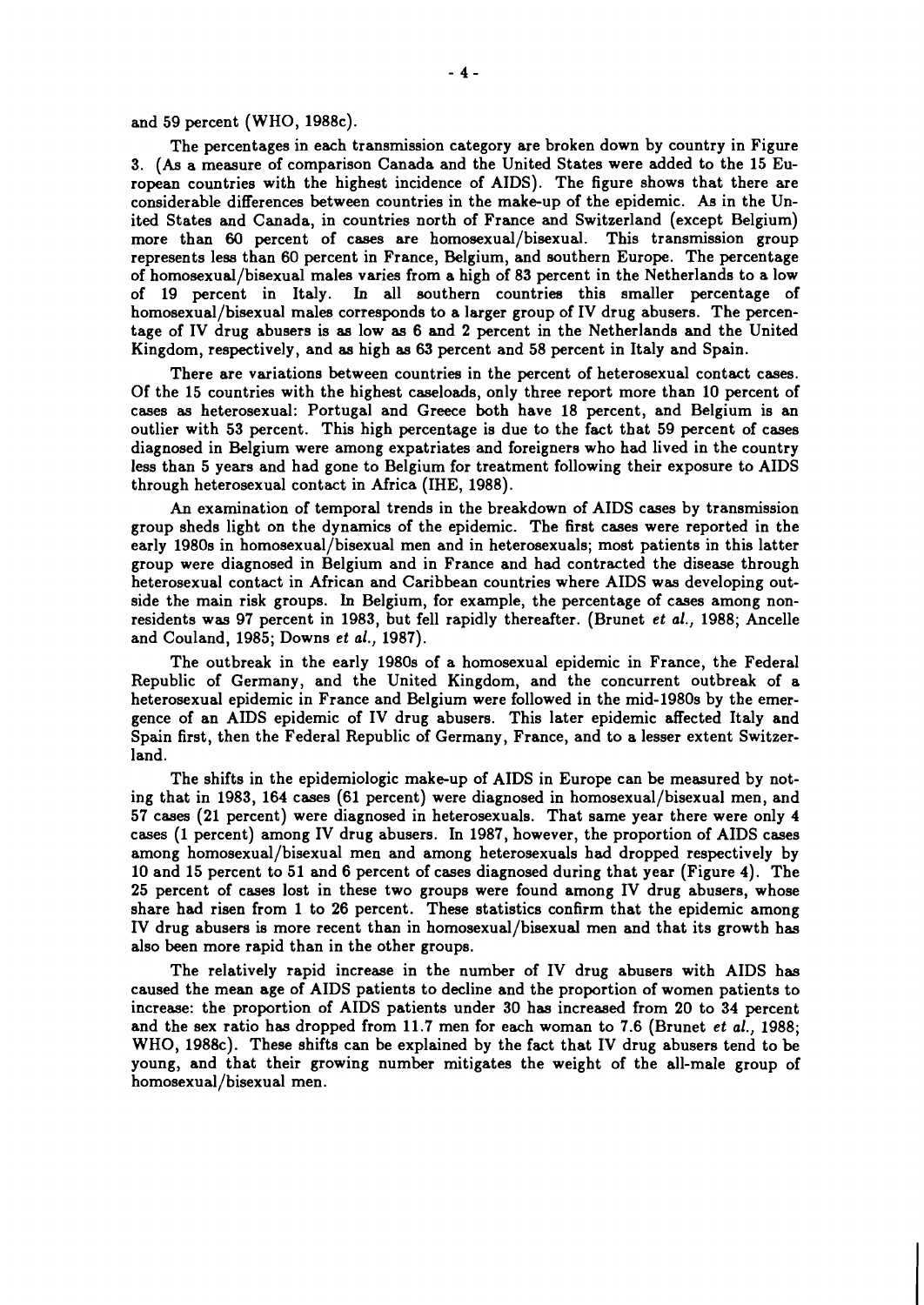and 59 percent (WHO, 1988c).

The percentages in each transmission category are broken down by country in Figure 3. (As a measure of comparison Canada and the United States were added to the 15 European countries with the highest incidence of AIDS). The figure shows that there are considerable differences between countries in the make-up of the epidemic. As in the United States and Canada, in countries north of France and Switzerland (except Belgium) more than 60 percent of cases are homosexual/bisexual. This transmission group represents less than 60 percent in France, Belgium, and southern Europe. The percentage of homosexual/bisexual males varies from a high of 83 percent in the Netherlands to a low of 19 percent in Italy. In all southern countries this smaller percentage of homosexual/bisexual males corresponds to a larger group of IV drug abusers. The percentage of IV drug abusers is as low as 6 and 2 percent in the Netherlands and the United Kingdom, respectively, and as high as 63 percent and 58 percent in Italy and Spain.

There are variations between countries in the percent of heterosexual contact cases. Of the 15 countries with the highest caseloads, only three report more than 10 percent of cases as heterosexual: Portugal and Greece both have 18 percent, and Belgium is an outlier with 53 percent. This high percentage is due to the fact that 59 percent of cases diagnosed in Belgium were among expatriates and foreigners who had lived in the country less than 5 years and had gone to Belgium for treatment following their exposure to AIDS through heterosexual contact in Africa (IHE, 1988).

An examination of temporal trends in the breakdown of AIDS cases by transmission group sheds light on the dynamics of the epidemic. The first cases were reported in the early 1980s in homosexual/bisexual men and in heterosexuals; most patients in this latter group were diagnosed in Belgium and in France and had contracted the disease through heterosexual contact in African and Caribbean countries where AIDS was developing outside the main risk groups. In Belgium, for example, the percentage of cases among nonresidents was 97 percent in 1983, but fell rapidly thereafter. (Brunet *et al.*, 1988; Ancelle and Couland, 1985; Downs *et al.*, 1987).

The outbreak in the early 1980s of a homosexual epidemic in France, the Federal Republic of Germany, and the United Kingdom, and the concurrent outbreak of a heterosexual epidemic in France and Belgium were followed in the mid-1980s by the emergence of an AIDS epidemic of IV drug abusers. This later epidemic affected Italy and Spain first, then the Federal Republic of Germany, France, and to a lesser extent Switzerland.

The shifts in the epidemiologic make-up of AIDS in Europe can be measured by noting that in 1983, 164 cases (61 percent) were diagnosed in homosexual/bisexual men, and 57 cases (21 percent) were diagnosed in heterosexuals. That same year there were only 4 cases (1 percent) among IV drug abusers. In 1987, however, the proportion of AIDS cases among homosexual/bisexual men and among heterosexuals had dropped respectively by 10 and 15 percent to 51 and 6 percent of cases diagnosed during that year (Figure 4). The 25 percent of cases lost in these two groups were found among IV drug abusers, whose share had risen from 1 to 26 percent. These statistics confirm that the epidemic among IV drug abusers is more recent than in homosexual/bisexual men and that its growth has also been more rapid than in the other groups.

The relatively rapid increase in the number of IV drug abusers with AIDS has caused the mean age of AIDS patients to decline and the proportion of women patients to increase: the proportion of AIDS patients under 30 has increased from 20 to 34 percent and the sex ratio has dropped from 11.7 men for each woman to 7.6 (Brunet *et al.*, 1988; WHO, 1988c). These shifts can be explained by the fact that IV drug abusers tend to be young, and that their growing number mitigates the weight of the all-male group of homosexual/bisexual men.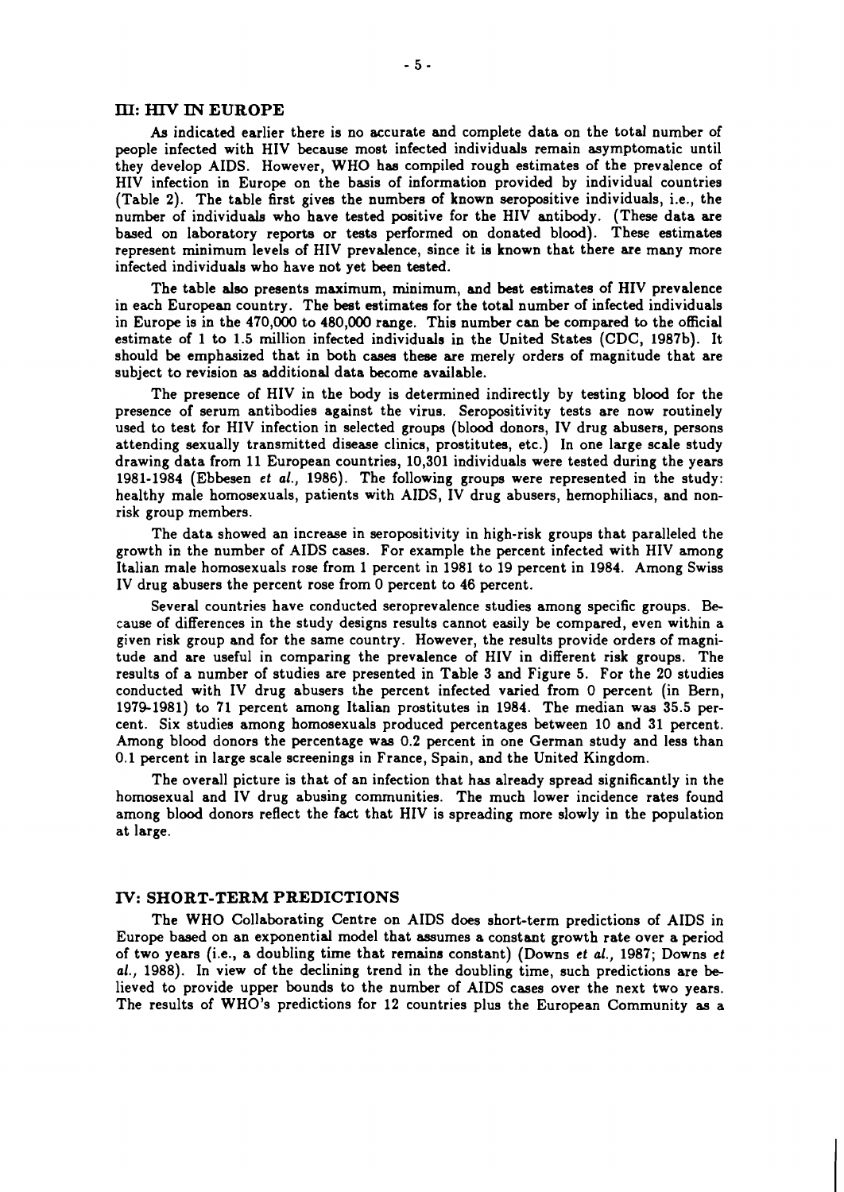## III: HIV IN EUROPE

As indicated earlier there is no accurate and complete data on the total number of people infected with HIV because most infected individuals remain asymptomatic until they develop AIDS. However, WHO has compiled rough estimates of the prevalence of HIV infection in Europe on the basis of information provided by individual countries (Table 2). The table first gives the numbers of known seropositive individuals, i.e., the number of individuals who have tested positive for the HIV antibody. (These data are based on laboratory reports or tests performed on donated blood). These estimates represent minimum levels of HIV prevalence, since it is known that there are many more infected individuals who have not yet been tested.

The table also presents maximum, minimum, and best estimates of HIV prevalence in each European country. The best estimates for the total number of infected individuals in Europe is in the 470,000 to 480,000 range. This number can be compared to the official estimate of 1 to 1.5 million infected individuals in the United States (CDC, 1987b). It should be emphasized that in both cases these are merely orders of magnitude that are subject to revision as additional data become available.

The presence of HIV in the body is determined indirectly by testing blood for the presence of serum antibodies against the virus. Seropositivity tests are now routinely used to test for HIV infection in selected groups (blood donors, IV drug abusers, persons attending sexually transmitted disease clinics, prostitutes, etc.) In one large scale study drawing data from 11 European countries, 10,301 individuals were tested during the years 1981-1984 (Ebbesen *et al.*, 1986). The following groups were represented in the study: healthy male homosexuals, patients with AIDS, IV drug abusers, hemophiliacs, and non-risk group members.

The data showed an increase in seropositivity in high-risk groups that paralleled the growth in the number of AIDS cases. For example the percent infected with HIV among Italian male homosexuals rose from 1 percent in 1981 to 19 percent in 1984. Among Swiss IV drug abusers the percent rose from 0 percent to 46 percent.

Several countries have conducted seroprevalence studies among specific groups. Because of differences in the study designs results cannot easily be compared, even within a given risk group and for the same country. However, the results provide orders of magnitude and are useful in comparing the prevalence of HIV in different risk groups. The results of a number of studies are presented in Table 3 and Figure 5. For the 20 studies conducted with IV drug abusers the percent infected varied from 0 percent (in Bern, 1979-1981) to 71 percent among Italian prostitutes in 1984. The median was 35.5 percent. Six studies among homosexuals produced percentages between 10 and 31 percent. Among blood donors the percentage was 0.2 percent in one German study and less than 0.1 percent in large scale screenings in France, Spain, and the United Kingdom.

The overall picture is that of an infection that has already spread significantly in the homosexual and IV drug abusing communities. The much lower incidence rates found among blood donors reflect the fact that HIV is spreading more slowly in the population at large.

## IV: SHORT-TERM PREDICTIONS

The WHO Collaborating Centre on AIDS does short-term predictions of AIDS in Europe based on an exponential model that assumes a constant growth rate over a period of two years (i.e., a doubling time that remains constant) (Downs *et al.*, 1987; Downs *et al.*, 1988). In view of the declining trend in the doubling time, such predictions are believed to provide upper bounds to the number of AIDS cases over the next two years. The results of WHO's predictions for 12 countries plus the European Community as a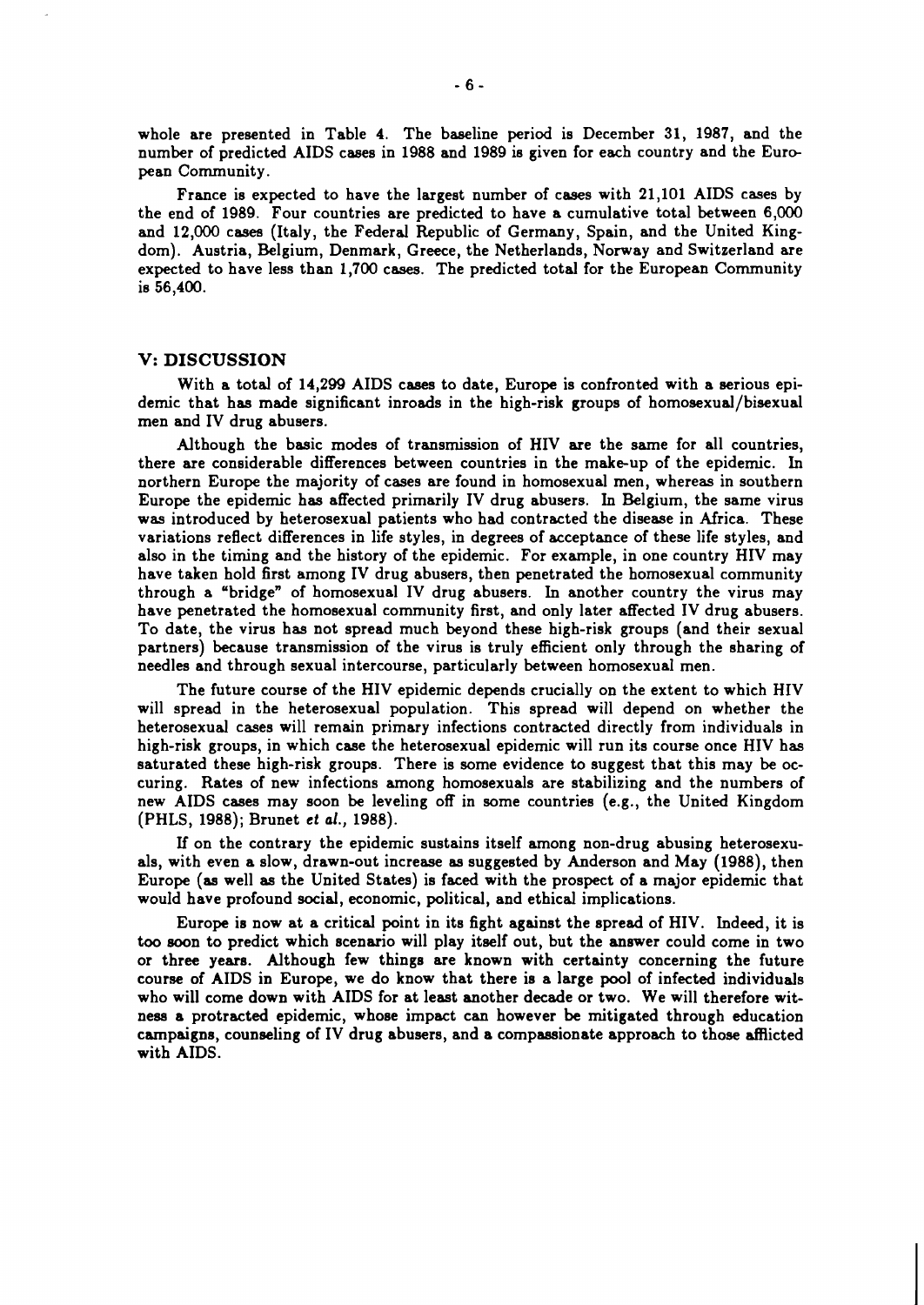whole are presented in Table 4. The baseline period is December 31, 1987, and the number of predicted AIDS cases in 1988 and 1989 is given for each country and the European Community.

France is expected to have the largest number of cases with 21,101 AIDS cases by the end of 1989. Four countries are predicted to have a cumulative total between 6,000 and 12,000 cases (Italy, the Federal Republic of Germany, Spain, and the United Kingdom). Austria, Belgium, Denmark, Greece, the Netherlands, Norway and Switzerland are expected to have less than 1,700 cases. The predicted total for the European Community is 56,400.

## V: DISCUSSION

With a total of 14,299 AIDS cases to date, Europe is confronted with a serious epidemic that has made significant inroads in the high-risk groups of homosexual/bisexual men and IV drug abusers.

Although the basic modes of transmission of HIV are the same for all countries, there are considerable differences between countries in the make-up of the epidemic. In northern Europe the majority of cases are found in homosexual men, whereas in southern Europe the epidemic has affected primarily IV drug abusers. In Belgium, the same virus was introduced by heterosexual patients who had contracted the disease in Africa. These variations reflect differences in life styles, in degrees of acceptance of these life styles, and also in the timing and the history of the epidemic. For example, in one country HIV may have taken hold first among IV drug abusers, then penetrated the homosexual community through a "bridge" of homosexual IV drug abusers. In another country the virus may have penetrated the homosexual community first, and only later affected IV drug abusers. To date, the virus has not spread much beyond these high-risk groups (and their sexual partners) because transmission of the virus is truly efficient only through the sharing of needles and through sexual intercourse, particularly between homosexual men.

The future course of the HIV epidemic depends crucially on the extent to which HIV will spread in the heterosexual population. This spread will depend on whether the heterosexual cases will remain primary infections contracted directly from individuals in high-risk groups, in which case the heterosexual epidemic will run its course once HIV has saturated these high-risk groups. There is some evidence to suggest that this may be occuring. Rates of new infections among homosexuals are stabilizing and the numbers of new AIDS cases may soon be leveling off in some countries (e.g., the United Kingdom (PHLS, 1988); Brunet *et al.*, 1988).

If on the contrary the epidemic sustains itself among non-drug abusing heterosexuals, with even a slow, drawn-out increase as suggested by Anderson and May (1988), then Europe (as well as the United States) is faced with the prospect of a major epidemic that would have profound social, economic, political, and ethical implications.

Europe is now at a critical point in its fight against the spread of HIV. Indeed, it is too soon to predict which scenario will play itself out, but the answer could come in two or three years. Although few things are known with certainty concerning the future course of AIDS in Europe, we do know that there is a large pool of infected individuals who will come down with AIDS for at least another decade or two. We will therefore witness a protracted epidemic, whose impact can however be mitigated through education campaigns, counseling of IV drug abusers, and a compassionate approach to those afflicted with AIDS.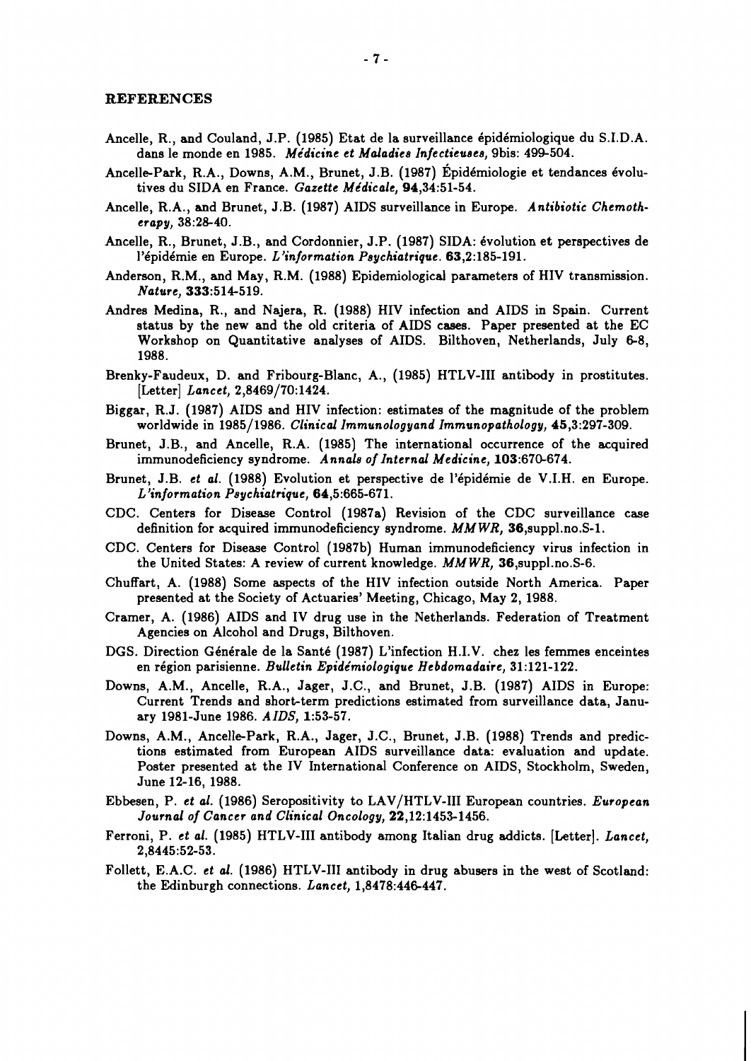## REFERENCES

Ancelle, R., and Couland, J.P. (1985) Etat de la surveillance épidémiologique du S.I.D.A. dans le monde en 1985. *Médicine et Maladies Infectieuses,* 9bis: 499-504.

Ancelle-Park, R.A., Downs, A.M., Brunet, J.B. (1987) Épidémiologie et tendances évolutives du SIDA en France. *Gazette Médicale,* **94**,34:51-54.

Ancelle, R.A., and Brunet, J.B. (1987) AIDS surveillance in Europe. *Antibiotic Chemotherapy,* 38:28-40.

Ancelle, R., Brunet, J.B., and Cordonnier, J.P. (1987) SIDA: évolution et perspectives de l'épidémie en Europe. *L'information Psychiatrique.* **63**,2:185-191.

Anderson, R.M., and May, R.M. (1988) Epidemiological parameters of HIV transmission. *Nature,* **333**:514-519.

Andres Medina, R., and Najera, R. (1988) HIV infection and AIDS in Spain. Current status by the new and the old criteria of AIDS cases. Paper presented at the EC Workshop on Quantitative analyses of AIDS. Bilthoven, Netherlands, July 6-8, 1988.

Brenky-Faudeux, D. and Fribourg-Blanc, A., (1985) HTLV-III antibody in prostitutes. [Letter] *Lancet,* 2,8469/70:1424.

Biggar, R.J. (1987) AIDS and HIV infection: estimates of the magnitude of the problem worldwide in 1985/1986. *Clinical Immunologyand Immunopathology,* **45**,3:297-309.

Brunet, J.B., and Ancelle, R.A. (1985) The international occurrence of the acquired immunodeficiency syndrome. *Annals of Internal Medicine,* **103**:670-674.

Brunet, J.B. *et al.* (1988) Evolution et perspective de l'épidémie de V.I.H. en Europe. *L'information Psychiatrique,* **64**,5:665-671.

CDC. Centers for Disease Control (1987a) Revision of the CDC surveillance case definition for acquired immunodeficiency syndrome. *MMWR,* **36**,suppl.no.S-1.

CDC. Centers for Disease Control (1987b) Human immunodeficiency virus infection in the United States: A review of current knowledge. *MMWR,* **36**,suppl.no.S-6.

Chuffart, A. (1988) Some aspects of the HIV infection outside North America. Paper presented at the Society of Actuaries' Meeting, Chicago, May 2, 1988.

Cramer, A. (1986) AIDS and IV drug use in the Netherlands. Federation of Treatment Agencies on Alcohol and Drugs, Bilthoven.

DGS. Direction Générale de la Santé (1987) L'infection H.I.V. chez les femmes enceintes en région parisienne. *Bulletin Epidémiologique Hebdomadaire,* 31:121-122.

Downs, A.M., Ancelle, R.A., Jager, J.C., and Brunet, J.B. (1987) AIDS in Europe: Current Trends and short-term predictions estimated from surveillance data, January 1981-June 1986. *AIDS,* **1**:53-57.

Downs, A.M., Ancelle-Park, R.A., Jager, J.C., Brunet, J.B. (1988) Trends and predictions estimated from European AIDS surveillance data: evaluation and update. Poster presented at the IV International Conference on AIDS, Stockholm, Sweden, June 12-16, 1988.

Ebbesen, P. *et al.* (1986) Seropositivity to LAV/HTLV-III European countries. *European Journal of Cancer and Clinical Oncology,* **22**,12:1453-1456.

Ferroni, P. *et al.* (1985) HTLV-III antibody among Italian drug addicts. [Letter]. *Lancet,* 2,8445:52-53.

Follett, E.A.C. *et al.* (1986) HTLV-III antibody in drug abusers in the west of Scotland: the Edinburgh connections. *Lancet,* 1,8478:446-447.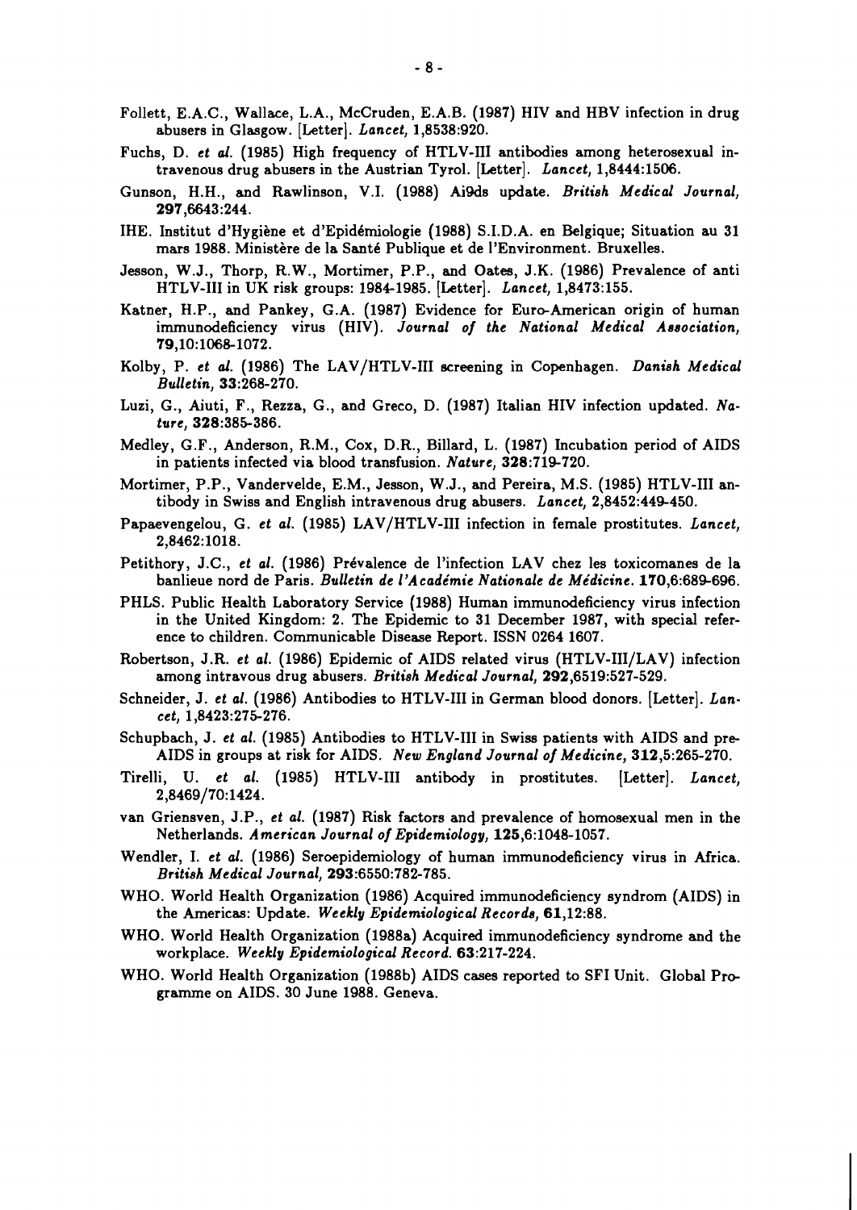Follett, E.A.C., Wallace, L.A., McCruden, E.A.B. (1987) HIV and HBV infection in drug abusers in Glasgow. [Letter]. *Lancet,* 1,8538:920.

Fuchs, D. *et al.* (1985) High frequency of HTLV-III antibodies among heterosexual intravenous drug abusers in the Austrian Tyrol. [Letter]. *Lancet,* 1,8444:1506.

Gunson, H.H., and Rawlinson, V.I. (1988) Ai9ds update. *British Medical Journal,* **297**,6643:244.

IHE. Institut d'Hygiène et d'Epidémiologie (1988) S.I.D.A. en Belgique; Situation au 31 mars 1988. Ministère de la Santé Publique et de l'Environment. Bruxelles.

Jesson, W.J., Thorp, R.W., Mortimer, P.P., and Oates, J.K. (1986) Prevalence of anti HTLV-III in UK risk groups: 1984-1985. [Letter]. *Lancet,* 1,8473:155.

Katner, H.P., and Pankey, G.A. (1987) Evidence for Euro-American origin of human immunodeficiency virus (HIV). *Journal of the National Medical Association,* **79**,10:1068-1072.

Kolby, P. *et al.* (1986) The LAV/HTLV-III screening in Copenhagen. *Danish Medical Bulletin,* **33**:268-270.

Luzi, G., Aiuti, F., Rezza, G., and Greco, D. (1987) Italian HIV infection updated. *Nature,* **328**:385-386.

Medley, G.F., Anderson, R.M., Cox, D.R., Billard, L. (1987) Incubation period of AIDS in patients infected via blood transfusion. *Nature,* **328**:719-720.

Mortimer, P.P., Vandervelde, E.M., Jesson, W.J., and Pereira, M.S. (1985) HTLV-III antibody in Swiss and English intravenous drug abusers. *Lancet,* 2,8452:449-450.

Papaevengelou, G. *et al.* (1985) LAV/HTLV-III infection in female prostitutes. *Lancet,* 2,8462:1018.

Petithory, J.C., *et al.* (1986) Prévalence de l'infection LAV chez les toxicomanes de la banlieue nord de Paris. *Bulletin de l'Académie Nationale de Médicine.* **170**,6:689-696.

PHLS. Public Health Laboratory Service (1988) Human immunodeficiency virus infection in the United Kingdom: 2. The Epidemic to 31 December 1987, with special reference to children. Communicable Disease Report. ISSN 0264 1607.

Robertson, J.R. *et al.* (1986) Epidemic of AIDS related virus (HTLV-III/LAV) infection among intravous drug abusers. *British Medical Journal,* **292**,6519:527-529.

Schneider, J. *et al.* (1986) Antibodies to HTLV-III in German blood donors. [Letter]. *Lancet,* 1,8423:275-276.

Schupbach, J. *et al.* (1985) Antibodies to HTLV-III in Swiss patients with AIDS and pre-AIDS in groups at risk for AIDS. *New England Journal of Medicine,* **312**,5:265-270.

Tirelli, U. *et al.* (1985) HTLV-III antibody in prostitutes. [Letter]. *Lancet,* 2,8469/70:1424.

van Griensven, J.P., *et al.* (1987) Risk factors and prevalence of homosexual men in the Netherlands. *American Journal of Epidemiology,* **125**,6:1048-1057.

Wendler, I. *et al.* (1986) Seroepidemiology of human immunodeficiency virus in Africa. *British Medical Journal,* **293**:6550:782-785.

WHO. World Health Organization (1986) Acquired immunodeficiency syndrom (AIDS) in the Americas: Update. *Weekly Epidemiological Records,* **61**,12:88.

WHO. World Health Organization (1988a) Acquired immunodeficiency syndrome and the workplace. *Weekly Epidemiological Record.* **63**:217-224.

WHO. World Health Organization (1988b) AIDS cases reported to SFI Unit. Global Programme on AIDS. 30 June 1988. Geneva.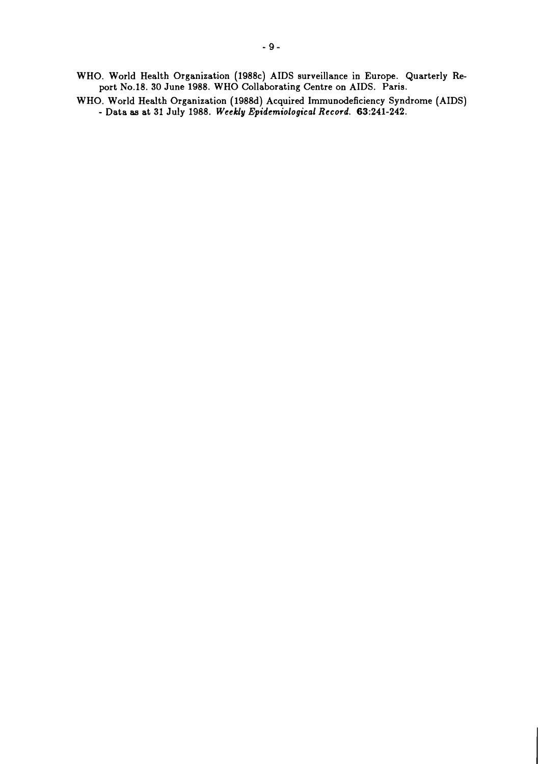WHO. World Health Organization (1988c) AIDS surveillance in Europe. Quarterly Report No.18. 30 June 1988. WHO Collaborating Centre on AIDS. Paris.

WHO. World Health Organization (1988d) Acquired Immunodeficiency Syndrome (AIDS) - Data as at 31 July 1988. *Weekly Epidemiological Record.* **63**:241-242.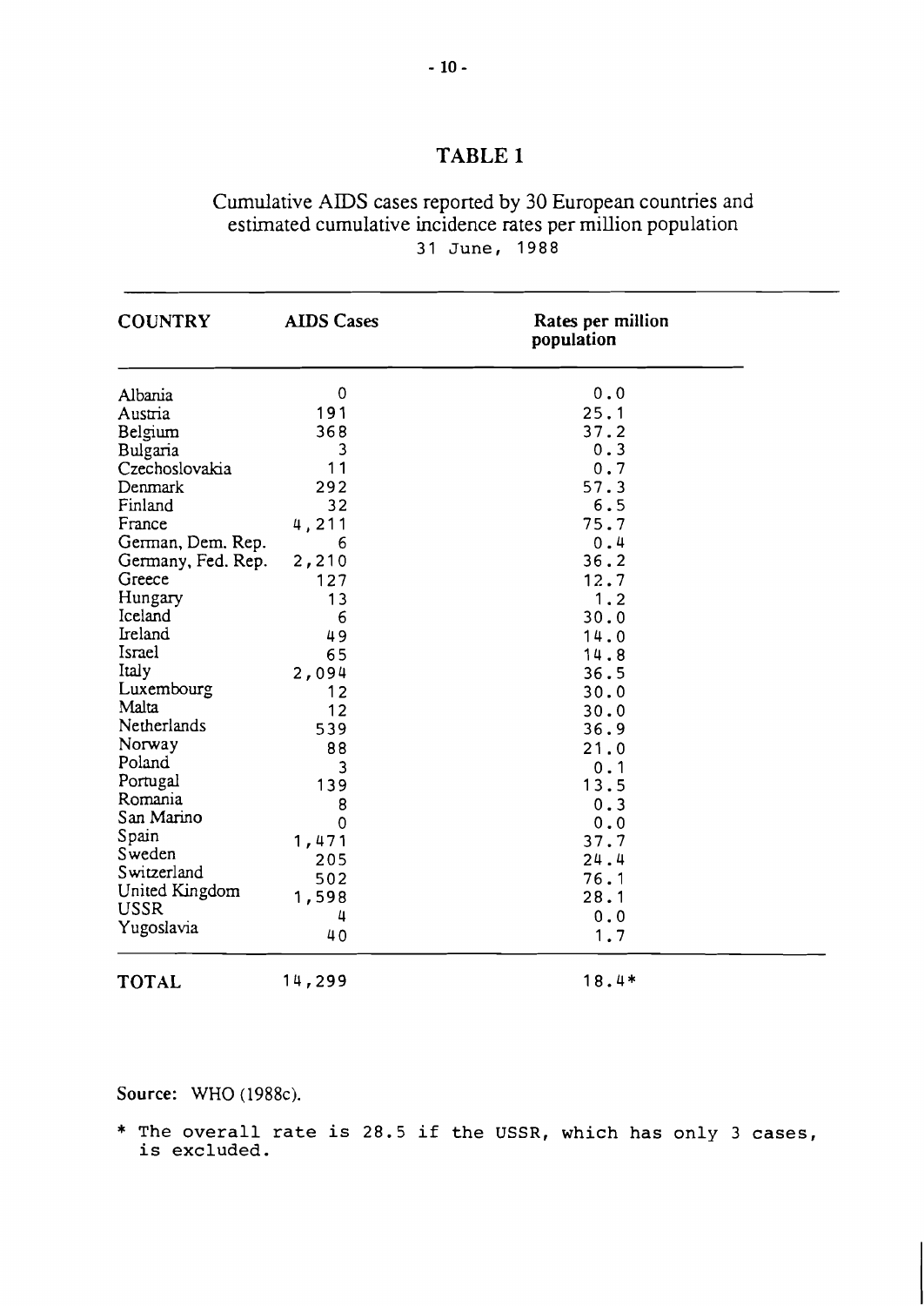# TABLE 1

Cumulative AIDS cases reported by 30 European countries and estimated cumulative incidence rates per million population
31 June, 1988

| COUNTRY | AIDS Cases | Rates per million population |
|---|---|---|
| Albania | 0 | 0.0 |
| Austria | 191 | 25.1 |
| Belgium | 368 | 37.2 |
| Bulgaria | 3 | 0.3 |
| Czechoslovakia | 11 | 0.7 |
| Denmark | 292 | 57.3 |
| Finland | 32 | 6.5 |
| France | 4,211 | 75.7 |
| German, Dem. Rep. | 6 | 0.4 |
| Germany, Fed. Rep. | 2,210 | 36.2 |
| Greece | 127 | 12.7 |
| Hungary | 13 | 1.2 |
| Iceland | 6 | 30.0 |
| Ireland | 49 | 14.0 |
| Israel | 65 | 14.8 |
| Italy | 2,094 | 36.5 |
| Luxembourg | 12 | 30.0 |
| Malta | 12 | 30.0 |
| Netherlands | 539 | 36.9 |
| Norway | 88 | 21.0 |
| Poland | 3 | 0.1 |
| Portugal | 139 | 13.5 |
| Romania | 8 | 0.3 |
| San Marino | 0 | 0.0 |
| Spain | 1,471 | 37.7 |
| Sweden | 205 | 24.4 |
| Switzerland | 502 | 76.1 |
| United Kingdom | 1,598 | 28.1 |
| USSR | 4 | 0.0 |
| Yugoslavia | 40 | 1.7 |
| **TOTAL** | 14,299 | 18.4* |

Source: WHO (1988c).

* The overall rate is 28.5 if the USSR, which has only 3 cases, is excluded.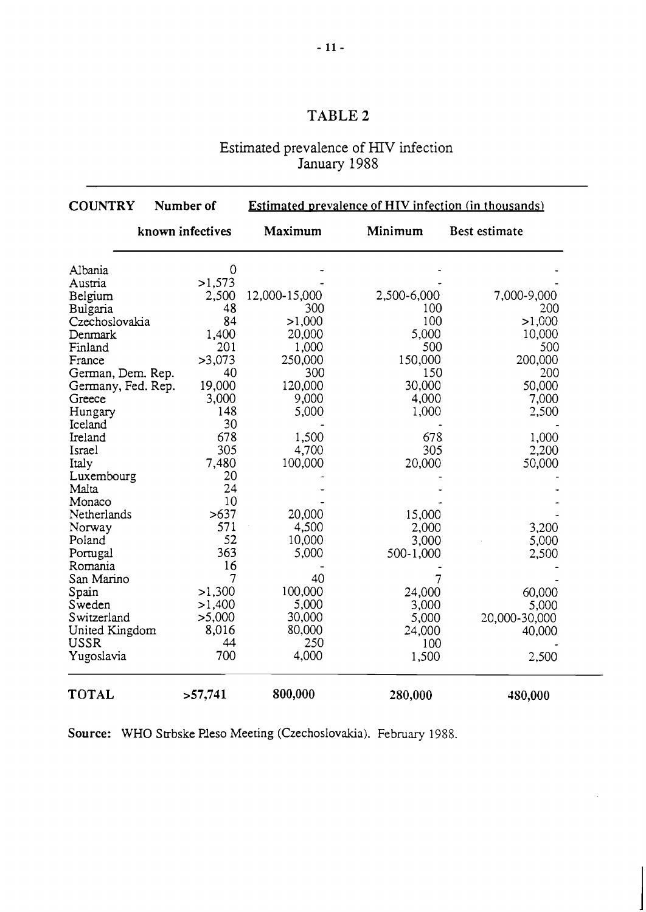# TABLE 2

## Estimated prevalence of HIV infection January 1988

| COUNTRY | Number of known infectives | Estimated prevalence of HIV infection (in thousands) | | |
|---|---|---|---|---|
| | | Maximum | Minimum | Best estimate |
| Albania | 0 | - | - | - |
| Austria | >1,573 | - | - | - |
| Belgium | 2,500 | 12,000-15,000 | 2,500-6,000 | 7,000-9,000 |
| Bulgaria | 48 | 300 | 100 | 200 |
| Czechoslovakia | 84 | >1,000 | 100 | >1,000 |
| Denmark | 1,400 | 20,000 | 5,000 | 10,000 |
| Finland | 201 | 1,000 | 500 | 500 |
| France | >3,073 | 250,000 | 150,000 | 200,000 |
| German, Dem. Rep. | 40 | 300 | 150 | 200 |
| Germany, Fed. Rep. | 19,000 | 120,000 | 30,000 | 50,000 |
| Greece | 3,000 | 9,000 | 4,000 | 7,000 |
| Hungary | 148 | 5,000 | 1,000 | 2,500 |
| Iceland | 30 | - | - | - |
| Ireland | 678 | 1,500 | 678 | 1,000 |
| Israel | 305 | 4,700 | 305 | 2,200 |
| Italy | 7,480 | 100,000 | 20,000 | 50,000 |
| Luxembourg | 20 | - | - | - |
| Malta | 24 | - | - | - |
| Monaco | 10 | - | - | - |
| Netherlands | >637 | 20,000 | 15,000 | - |
| Norway | 571 | 4,500 | 2,000 | 3,200 |
| Poland | 52 | 10,000 | 3,000 | 5,000 |
| Portugal | 363 | 5,000 | 500-1,000 | 2,500 |
| Romania | 16 | - | - | - |
| San Marino | 7 | 40 | 7 | - |
| Spain | >1,300 | 100,000 | 24,000 | 60,000 |
| Sweden | >1,400 | 5,000 | 3,000 | 5,000 |
| Switzerland | >5,000 | 30,000 | 5,000 | 20,000-30,000 |
| United Kingdom | 8,016 | 80,000 | 24,000 | 40,000 |
| USSR | 44 | 250 | 100 | - |
| Yugoslavia | 700 | 4,000 | 1,500 | 2,500 |
| **TOTAL** | **>57,741** | **800,000** | **280,000** | **480,000** |

**Source:** WHO Strbske Pleso Meeting (Czechoslovakia). February 1988.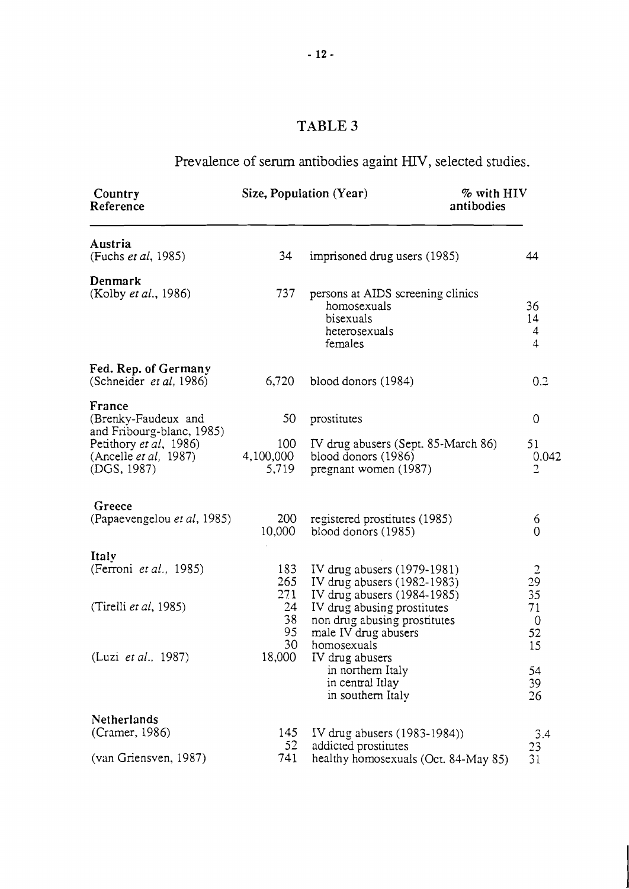# TABLE 3

Prevalence of serum antibodies againt HIV, selected studies.

| Country Reference | Size, Population (Year) | | % with HIV antibodies |
|---|---|---|---|
| **Austria** | | | |
| (Fuchs *et al*, 1985) | 34 | imprisoned drug users (1985) | 44 |
| **Denmark** | | | |
| (Kolby *et al*., 1986) | 737 | persons at AIDS screening clinics | |
| | | homosexuals | 36 |
| | | bisexuals | 14 |
| | | heterosexuals | 4 |
| | | females | 4 |
| **Fed. Rep. of Germany** | | | |
| (Schneider *et al*, 1986) | 6,720 | blood donors (1984) | 0.2 |
| **France** | | | |
| (Brenky-Faudeux and Fribourg-blanc, 1985) | 50 | prostitutes | 0 |
| Petithory *et al*, 1986) | 100 | IV drug abusers (Sept. 85-March 86) | 51 |
| (Ancelle *et al*, 1987) | 4,100,000 | blood donors (1986) | 0.042 |
| (DGS, 1987) | 5,719 | pregnant women (1987) | 2 |
| **Greece** | | | |
| (Papaevengelou *et al*, 1985) | 200 | registered prostitutes (1985) | 6 |
| | 10,000 | blood donors (1985) | 0 |
| **Italy** | | | |
| (Ferroni *et al*., 1985) | 183 | IV drug abusers (1979-1981) | 2 |
| | 265 | IV drug abusers (1982-1983) | 29 |
| | 271 | IV drug abusers (1984-1985) | 35 |
| (Tirelli *et al*, 1985) | 24 | IV drug abusing prostitutes | 71 |
| | 38 | non drug abusing prostitutes | 0 |
| | 95 | male IV drug abusers | 52 |
| | 30 | homosexuals | 15 |
| (Luzi *et al*., 1987) | 18,000 | IV drug abusers | |
| | | in northern Italy | 54 |
| | | in central Itlay | 39 |
| | | in southern Italy | 26 |
| **Netherlands** | | | |
| (Cramer, 1986) | 145 | IV drug abusers (1983-1984)) | 3.4 |
| | 52 | addicted prostitutes | 23 |
| (van Griensven, 1987) | 741 | healthy homosexuals (Oct. 84-May 85) | 31 |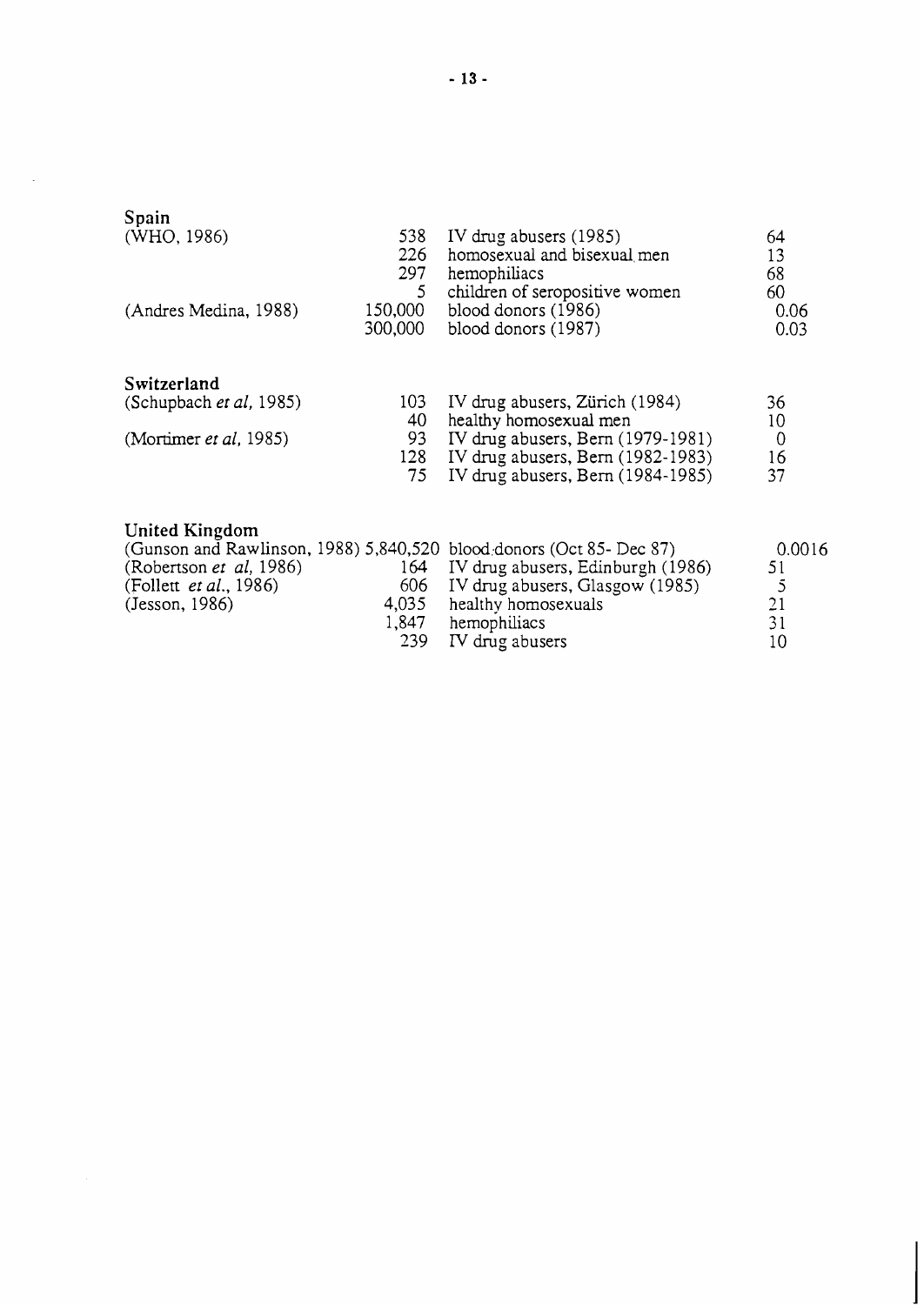**Spain**

| | | | |
|---|---|---|---|
| (WHO, 1986) | 538 | IV drug abusers (1985) | 64 |
| | 226 | homosexual and bisexual men | 13 |
| | 297 | hemophiliacs | 68 |
| | 5 | children of seropositive women | 60 |
| (Andres Medina, 1988) | 150,000 | blood donors (1986) | 0.06 |
| | 300,000 | blood donors (1987) | 0.03 |

**Switzerland**

| | | | |
|---|---|---|---|
| (Schupbach *et al*, 1985) | 103 | IV drug abusers, Zürich (1984) | 36 |
| | 40 | healthy homosexual men | 10 |
| (Mortimer *et al*, 1985) | 93 | IV drug abusers, Bern (1979-1981) | 0 |
| | 128 | IV drug abusers, Bern (1982-1983) | 16 |
| | 75 | IV drug abusers, Bern (1984-1985) | 37 |

**United Kingdom**

| | | | |
|---|---|---|---|
| (Gunson and Rawlinson, 1988) | 5,840,520 | blood donors (Oct 85- Dec 87) | 0.0016 |
| (Robertson *et al*, 1986) | 164 | IV drug abusers, Edinburgh (1986) | 51 |
| (Follett *et al*., 1986) | 606 | IV drug abusers, Glasgow (1985) | 5 |
| (Jesson, 1986) | 4,035 | healthy homosexuals | 21 |
| | 1,847 | hemophiliacs | 31 |
| | 239 | IV drug abusers | 10 |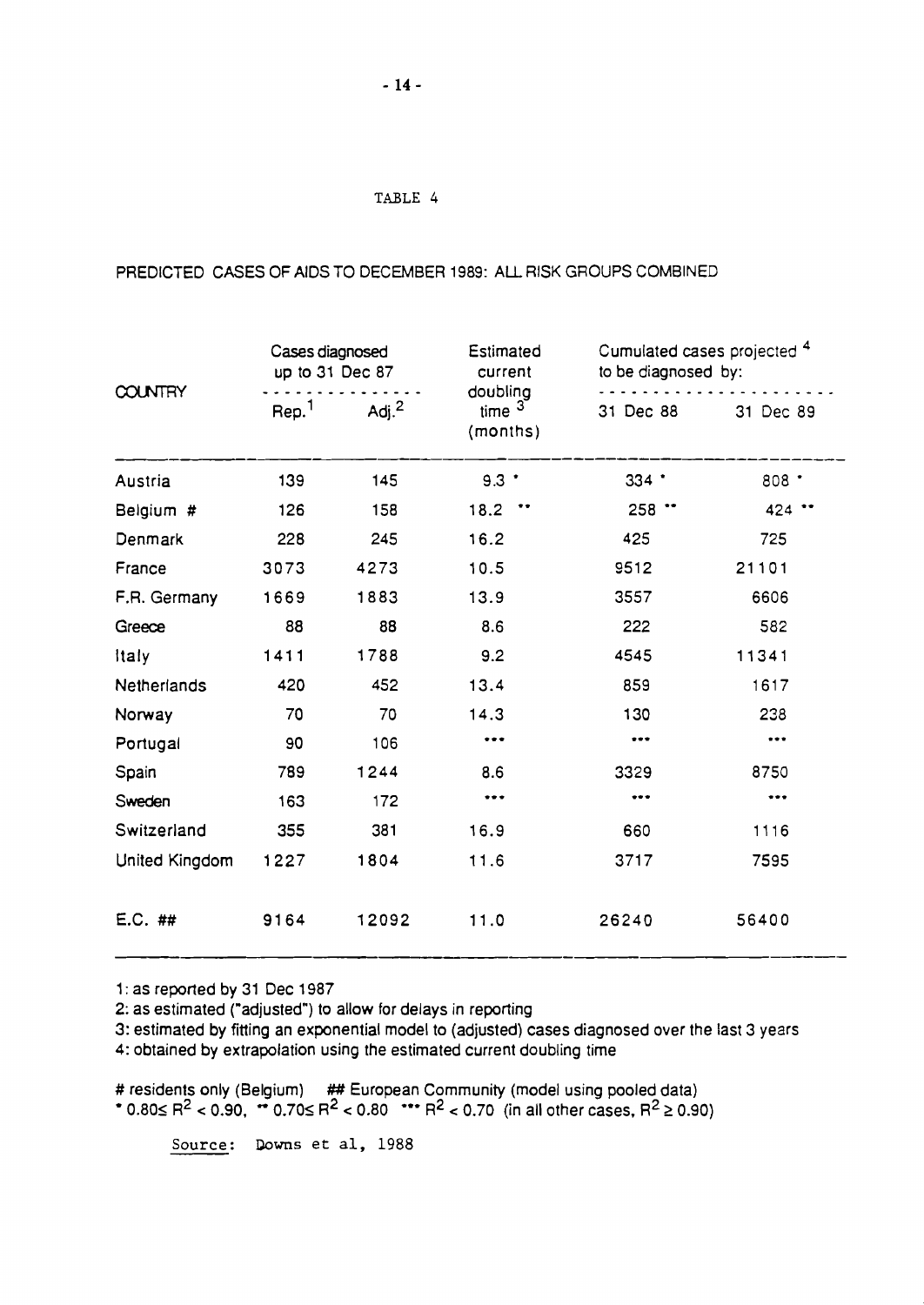TABLE 4

PREDICTED CASES OF AIDS TO DECEMBER 1989: ALL RISK GROUPS COMBINED

| COUNTRY | Cases diagnosed up to 31 Dec 87 | | Estimated current doubling time [3] (months) | Cumulated cases projected [4] to be diagnosed by: | |
|---|---|---|---|---|---|
| | Rep.[1] | Adj.[2] | | 31 Dec 88 | 31 Dec 89 |
| Austria | 139 | 145 | 9.3 * | 334 * | 808 * |
| Belgium # | 126 | 158 | 18.2 ** | 258 ** | 424 ** |
| Denmark | 228 | 245 | 16.2 | 425 | 725 |
| France | 3073 | 4273 | 10.5 | 9512 | 21101 |
| F.R. Germany | 1669 | 1883 | 13.9 | 3557 | 6606 |
| Greece | 88 | 88 | 8.6 | 222 | 582 |
| Italy | 1411 | 1788 | 9.2 | 4545 | 11341 |
| Netherlands | 420 | 452 | 13.4 | 859 | 1617 |
| Norway | 70 | 70 | 14.3 | 130 | 238 |
| Portugal | 90 | 106 | *** | *** | *** |
| Spain | 789 | 1244 | 8.6 | 3329 | 8750 |
| Sweden | 163 | 172 | *** | *** | *** |
| Switzerland | 355 | 381 | 16.9 | 660 | 1116 |
| United Kingdom | 1227 | 1804 | 11.6 | 3717 | 7595 |
| E.C. ## | 9164 | 12092 | 11.0 | 26240 | 56400 |

1: as reported by 31 Dec 1987

2: as estimated ("adjusted") to allow for delays in reporting

3: estimated by fitting an exponential model to (adjusted) cases diagnosed over the last 3 years

4: obtained by extrapolation using the estimated current doubling time

# residents only (Belgium) ## European Community (model using pooled data)

* $0.80 \leq R^2 < 0.90$, ** $0.70 \leq R^2 < 0.80$ *** $R^2 < 0.70$ (in all other cases, $R^2 \geq 0.90$)

Source: Downs et al, 1988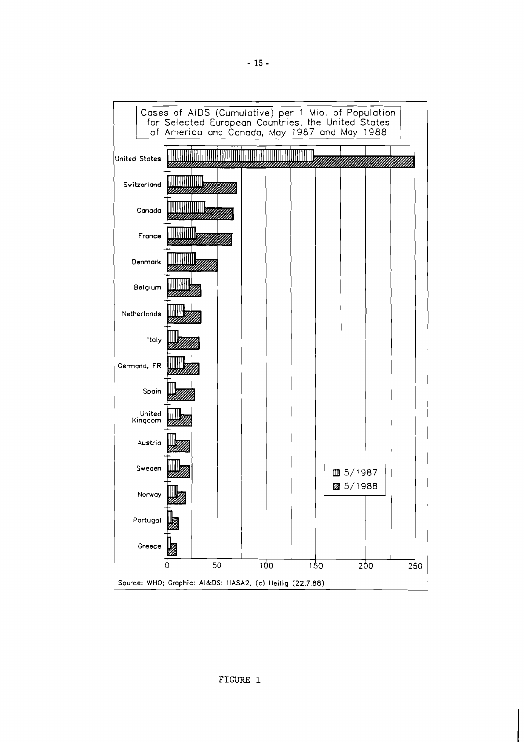Cases of AIDS (Cumulative) per 1 Mio. of Population for Selected European Countries, the United States of America and Canada, May 1987 and May 1988

United States

Switzerland

Canada

France

Denmark

Belgium

Netherlands

Italy

Germana, FR

Spain

United Kingdom

Austria

Sweden

Norway

Portugal

Greece

0 50 100 150 200 250

5/1987

5/1988

Source: WHO; Graphic: AI&DS: IIASA2, (c) Heilig (22.7.88)

FIGURE 1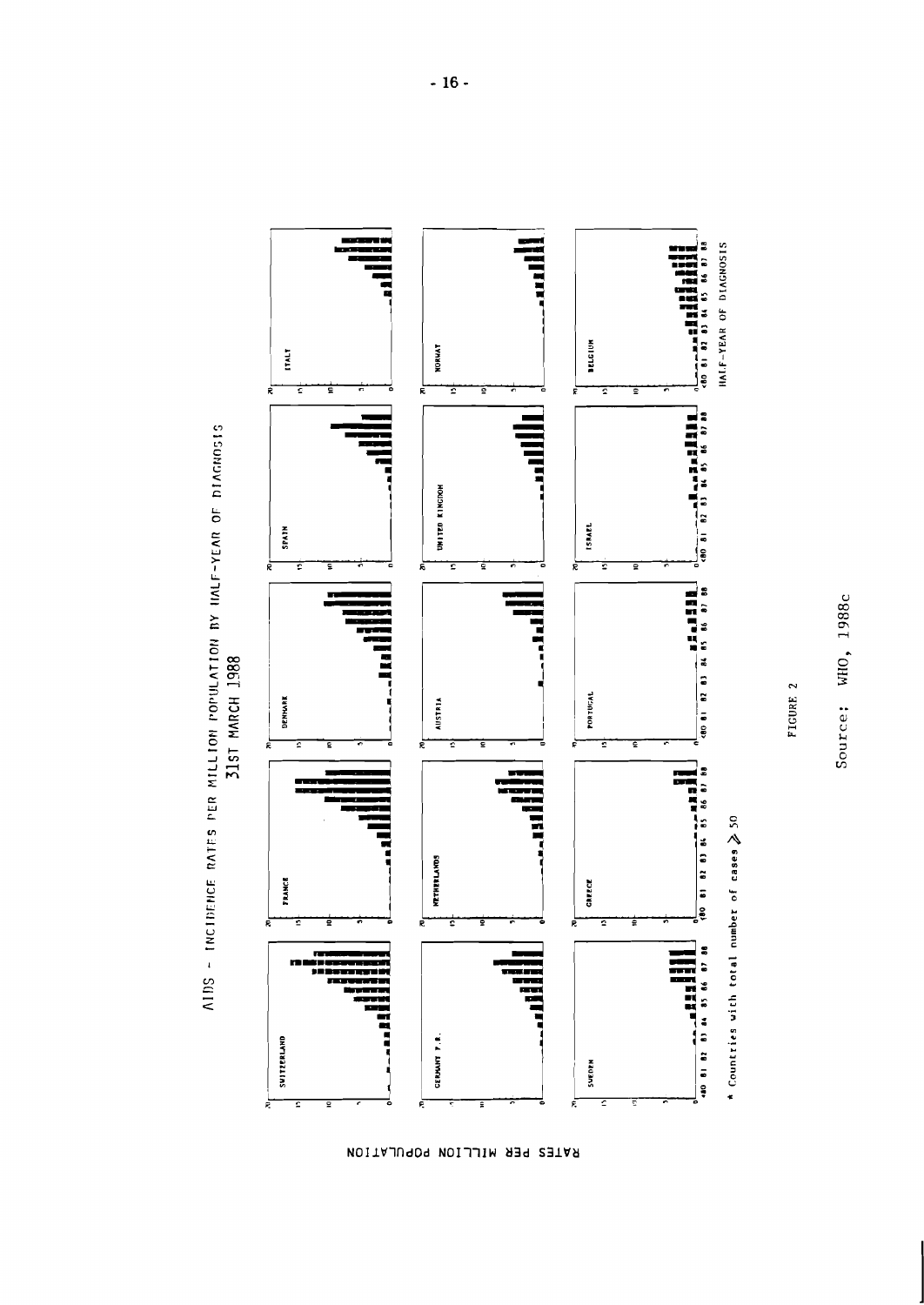AIDS - INCIDENCE RATES PER MILLION POPULATION BY HALF-YEAR OF DIAGNOSIS
31ST MARCH 1988

RATES PER MILLION POPULATION

SWITZERLAND | FRANCE | DENMARK | SPAIN | ITALY

GERMANY F.R. | NETHERLANDS | AUSTRIA | UNITED KINGDOM | NORWAY

SWEDEN | GREECE | PORTUGAL | ISRAEL | BELGIUM

<80 81 82 83 84 85 86 87 88

HALF-YEAR OF DIAGNOSIS

* Countries with total number of cases ≥ 50

FIGURE 2

Source: WHO, 1988c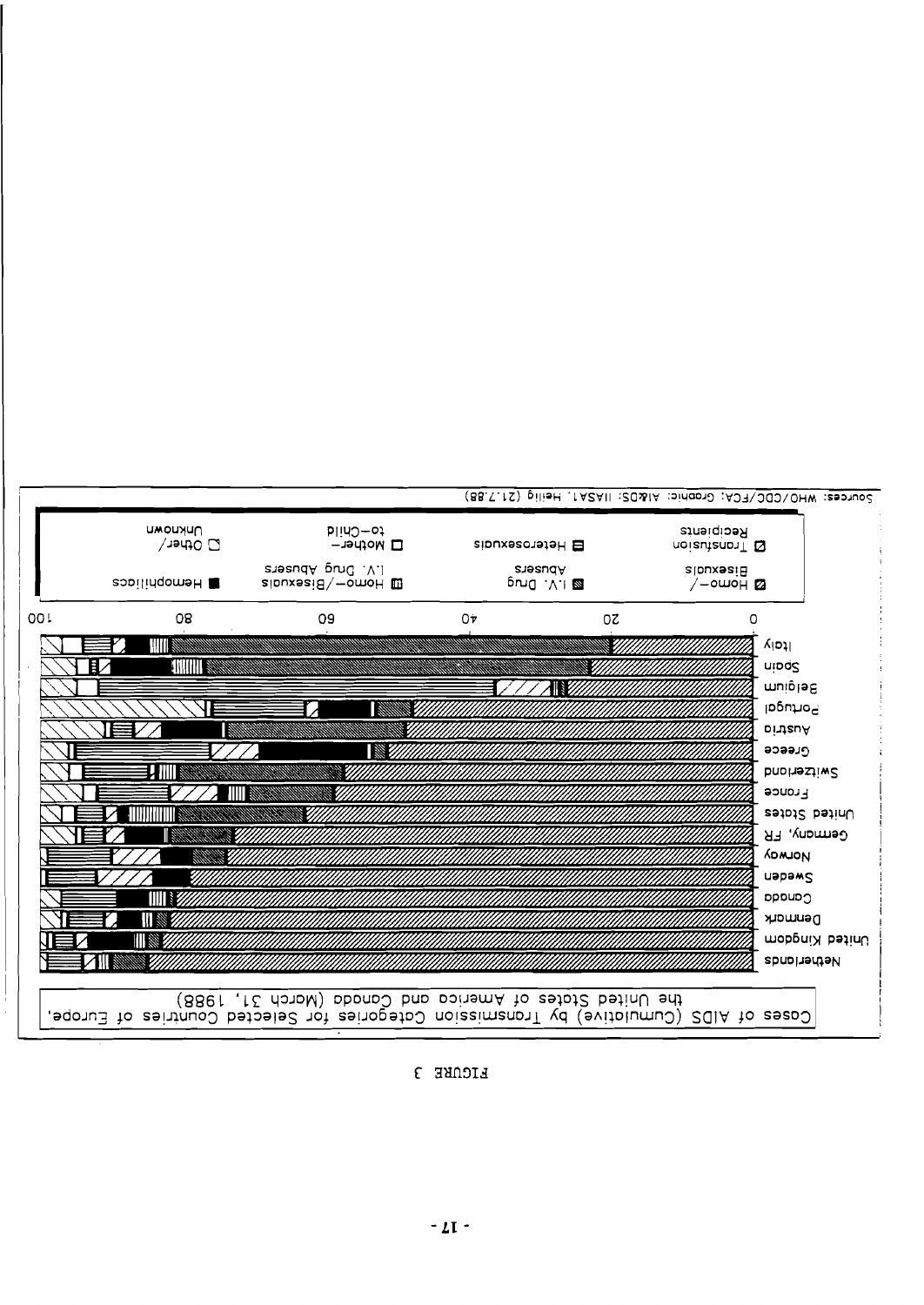FIGURE 3

Cases of AIDS (Cumulative) by Transmission Categories for Selected Countries of Europe, the United States of America and Canada (March 31, 1988)

Countries (top to bottom): Italy, Spain, Belgium, Portugal, Austria, Greece, Switzerland, France, United States, Germany, FR, Norway, Sweden, Canada, Denmark, United Kingdom, Netherlands

Axis: 0, 20, 40, 60, 80, 100

Legend: Homo-/Bisexuals; I.V. Drug Abusers; Homo-/Bisexuals I.V. Drug Abusers; Hemophiliacs; Transfusion Recipients; Heterosexuals; Mother-to-Child; Other/Unknown

Sources: WHO/CDC/FCA; Graphic: AI&DS: IIASA1, Heilig (21.7.88)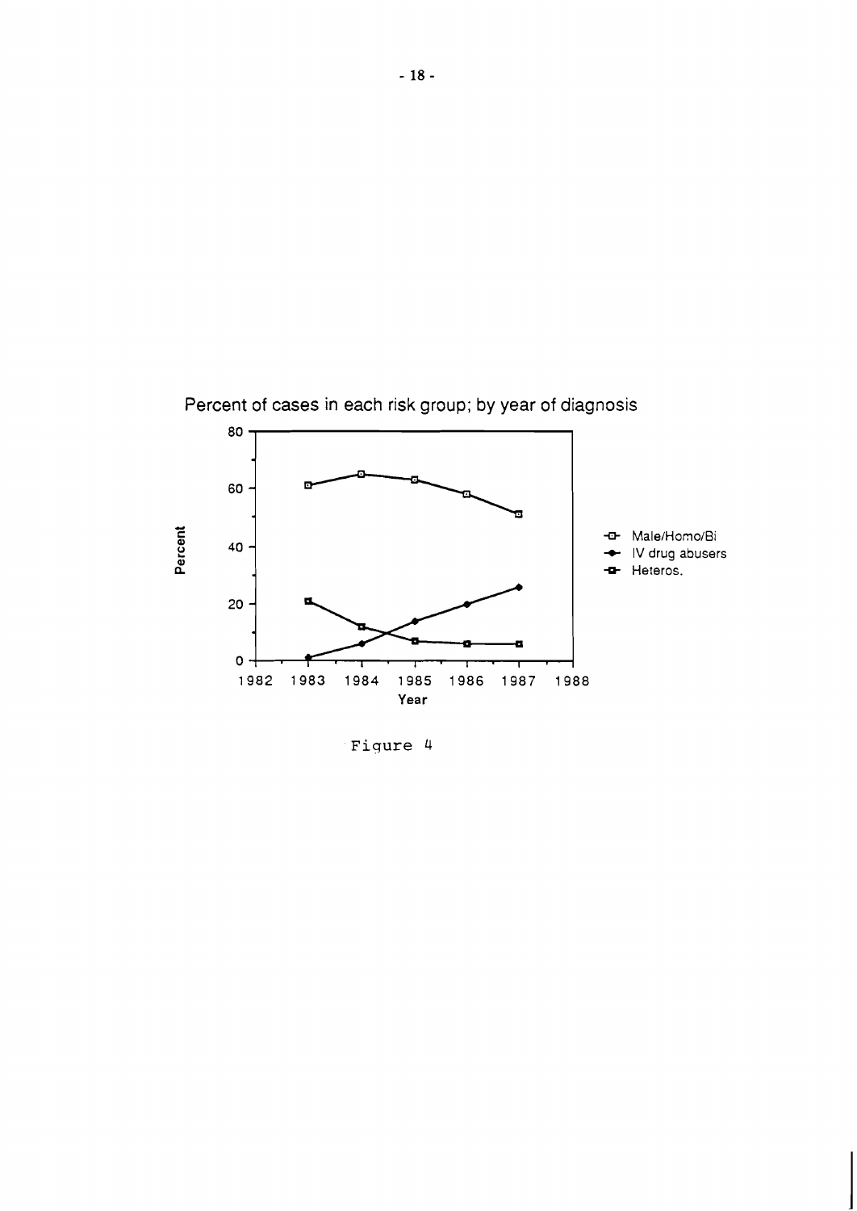Percent of cases in each risk group; by year of diagnosis

Figure 4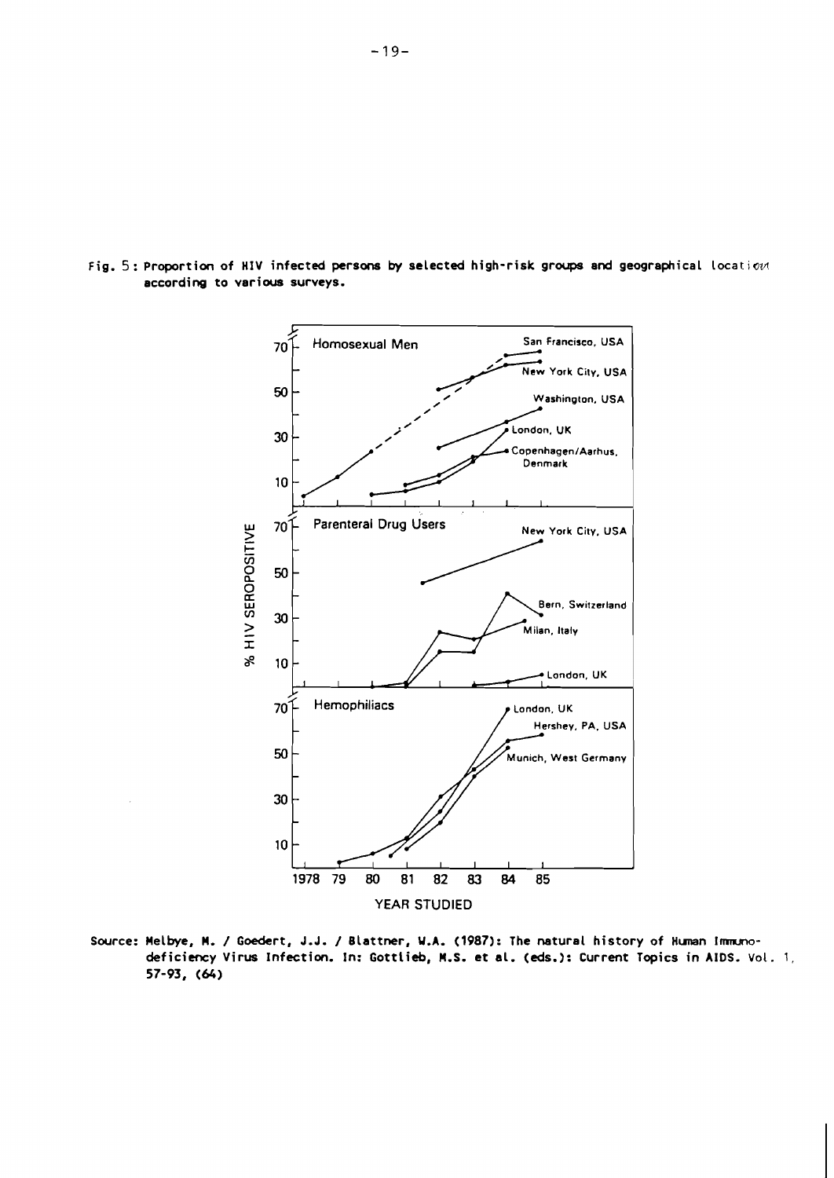Fig. 5: Proportion of HIV infected persons by selected high-risk groups and geographical location according to various surveys.

Source: Melbye, M. / Goedert, J.J. / Blattner, W.A. (1987): The natural history of Human Immunodeficiency Virus Infection. In: Gottlieb, M.S. et al. (eds.): Current Topics in AIDS. Vol. 1, 57-93, (64)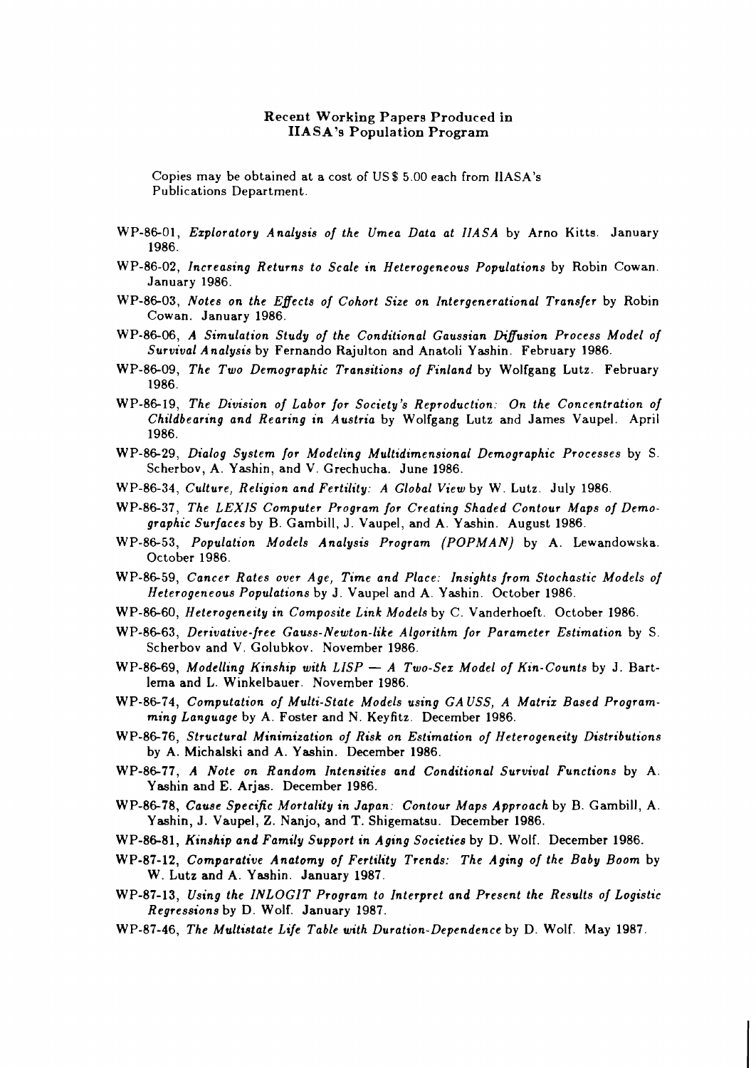## Recent Working Papers Produced in IIASA's Population Program

Copies may be obtained at a cost of US$ 5.00 each from IIASA's Publications Department.

- WP-86-01, *Exploratory Analysis of the Umea Data at IIASA* by Arno Kitts. January 1986.
- WP-86-02, *Increasing Returns to Scale in Heterogeneous Populations* by Robin Cowan. January 1986.
- WP-86-03, *Notes on the Effects of Cohort Size on Intergenerational Transfer* by Robin Cowan. January 1986.
- WP-86-06, *A Simulation Study of the Conditional Gaussian Diffusion Process Model of Survival Analysis* by Fernando Rajulton and Anatoli Yashin. February 1986.
- WP-86-09, *The Two Demographic Transitions of Finland* by Wolfgang Lutz. February 1986.
- WP-86-19, *The Division of Labor for Society's Reproduction: On the Concentration of Childbearing and Rearing in Austria* by Wolfgang Lutz and James Vaupel. April 1986.
- WP-86-29, *Dialog System for Modeling Multidimensional Demographic Processes* by S. Scherbov, A. Yashin, and V. Grechucha. June 1986.
- WP-86-34, *Culture, Religion and Fertility: A Global View* by W. Lutz. July 1986.
- WP-86-37, *The LEXIS Computer Program for Creating Shaded Contour Maps of Demographic Surfaces* by B. Gambill, J. Vaupel, and A. Yashin. August 1986.
- WP-86-53, *Population Models Analysis Program (POPMAN)* by A. Lewandowska. October 1986.
- WP-86-59, *Cancer Rates over Age, Time and Place: Insights from Stochastic Models of Heterogeneous Populations* by J. Vaupel and A. Yashin. October 1986.
- WP-86-60, *Heterogeneity in Composite Link Models* by C. Vanderhoeft. October 1986.
- WP-86-63, *Derivative-free Gauss-Newton-like Algorithm for Parameter Estimation* by S. Scherbov and V. Golubkov. November 1986.
- WP-86-69, *Modelling Kinship with LISP — A Two-Sex Model of Kin-Counts* by J. Bartlema and L. Winkelbauer. November 1986.
- WP-86-74, *Computation of Multi-State Models using GAUSS, A Matrix Based Programming Language* by A. Foster and N. Keyfitz. December 1986.
- WP-86-76, *Structural Minimization of Risk on Estimation of Heterogeneity Distributions* by A. Michalski and A. Yashin. December 1986.
- WP-86-77, *A Note on Random Intensities and Conditional Survival Functions* by A. Yashin and E. Arjas. December 1986.
- WP-86-78, *Cause Specific Mortality in Japan: Contour Maps Approach* by B. Gambill, A. Yashin, J. Vaupel, Z. Nanjo, and T. Shigematsu. December 1986.
- WP-86-81, *Kinship and Family Support in Aging Societies* by D. Wolf. December 1986.
- WP-87-12, *Comparative Anatomy of Fertility Trends: The Aging of the Baby Boom* by W. Lutz and A. Yashin. January 1987.
- WP-87-13, *Using the INLOGIT Program to Interpret and Present the Results of Logistic Regressions* by D. Wolf. January 1987.
- WP-87-46, *The Multistate Life Table with Duration-Dependence* by D. Wolf. May 1987.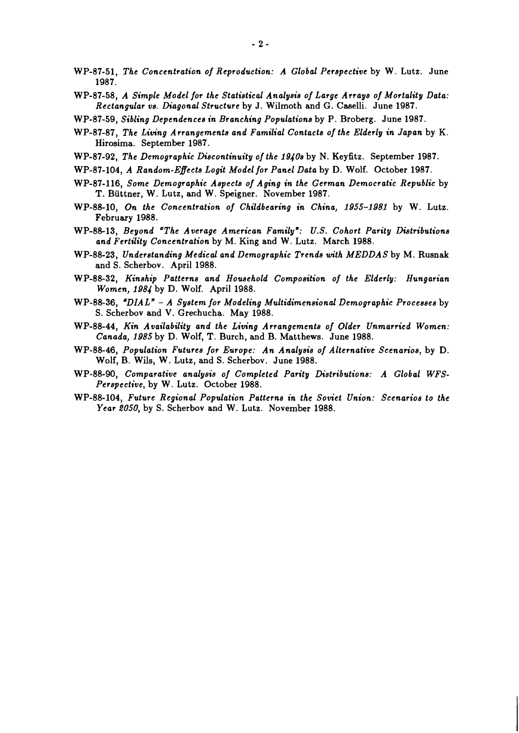WP-87-51, *The Concentration of Reproduction: A Global Perspective* by W. Lutz. June 1987.

WP-87-58, *A Simple Model for the Statistical Analysis of Large Arrays of Mortality Data: Rectangular vs. Diagonal Structure* by J. Wilmoth and G. Caselli. June 1987.

WP-87-59, *Sibling Dependences in Branching Populations* by P. Broberg. June 1987.

WP-87-87, *The Living Arrangements and Familial Contacts of the Elderly in Japan* by K. Hirosima. September 1987.

WP-87-92, *The Demographic Discontinuity of the 1940s* by N. Keyfitz. September 1987.

WP-87-104, *A Random-Effects Logit Model for Panel Data* by D. Wolf. October 1987.

WP-87-116, *Some Demographic Aspects of Aging in the German Democratic Republic* by T. Büttner, W. Lutz, and W. Speigner. November 1987.

WP-88-10, *On the Concentration of Childbearing in China, 1955–1981* by W. Lutz. February 1988.

WP-88-13, *Beyond "The Average American Family": U.S. Cohort Parity Distributions and Fertility Concentration* by M. King and W. Lutz. March 1988.

WP-88-23, *Understanding Medical and Demographic Trends with MEDDAS* by M. Rusnak and S. Scherbov. April 1988.

WP-88-32, *Kinship Patterns and Household Composition of the Elderly: Hungarian Women, 1984* by D. Wolf. April 1988.

WP-88-36, *"DIAL" – A System for Modeling Multidimensional Demographic Processes* by S. Scherbov and V. Grechucha. May 1988.

WP-88-44, *Kin Availability and the Living Arrangements of Older Unmarried Women: Canada, 1985* by D. Wolf, T. Burch, and B. Matthews. June 1988.

WP-88-46, *Population Futures for Europe: An Analysis of Alternative Scenarios*, by D. Wolf, B. Wils, W. Lutz, and S. Scherbov. June 1988.

WP-88-90, *Comparative analysis of Completed Parity Distributions: A Global WFS-Perspective*, by W. Lutz. October 1988.

WP-88-104, *Future Regional Population Patterns in the Soviet Union: Scenarios to the Year 2050*, by S. Scherbov and W. Lutz. November 1988.